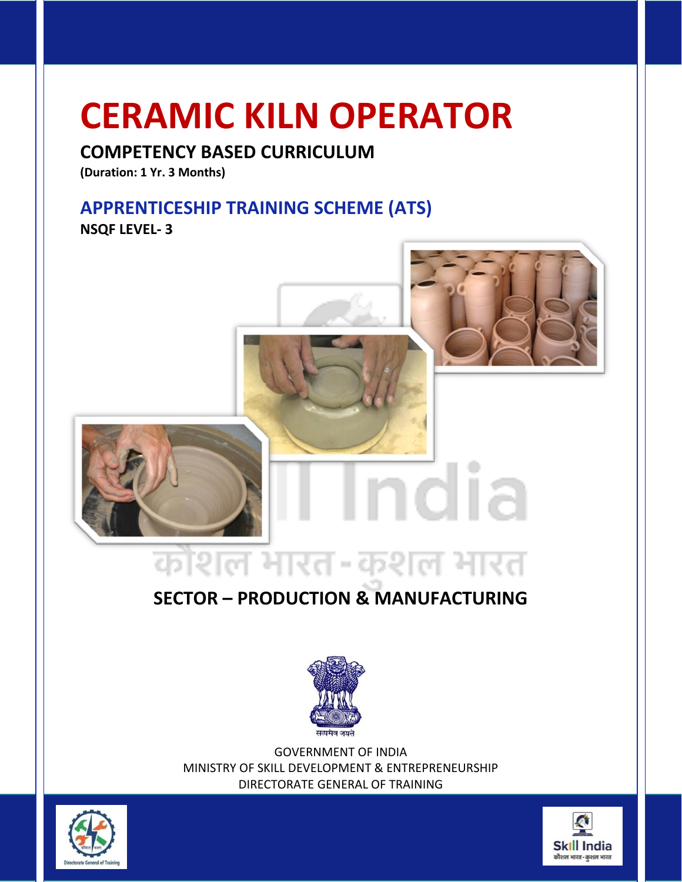# CERAMIC KILN OPERATOR

## COMPETENCY BASED CURRICULUM

**(Duration: 1 Yr. 3 Months)**

## APPRENTICESHIP TRAINING SCHEME (ATS)

**NSQF LEVEL- 3**

कौशल भारत - कुशल भारत

## SECTOR – PRODUCTION & MANUFACTURING

सत्यमेव जयते

GOVERNMENT OF INDIA
MINISTRY OF SKILL DEVELOPMENT & ENTREPRENEURSHIP
DIRECTORATE GENERAL OF TRAINING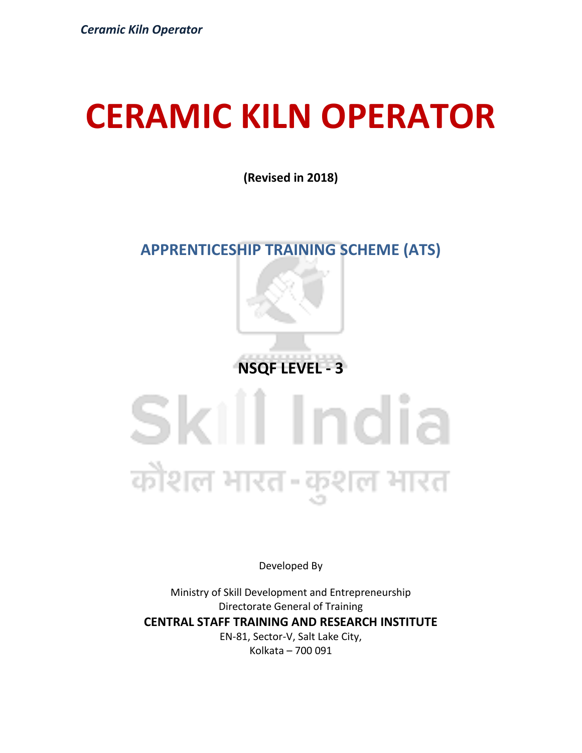# CERAMIC KILN OPERATOR

**(Revised in 2018)**

## APPRENTICESHIP TRAINING SCHEME (ATS)

**NSQF LEVEL - 3**

Developed By

Ministry of Skill Development and Entrepreneurship
Directorate General of Training
**CENTRAL STAFF TRAINING AND RESEARCH INSTITUTE**
EN-81, Sector-V, Salt Lake City,
Kolkata – 700 091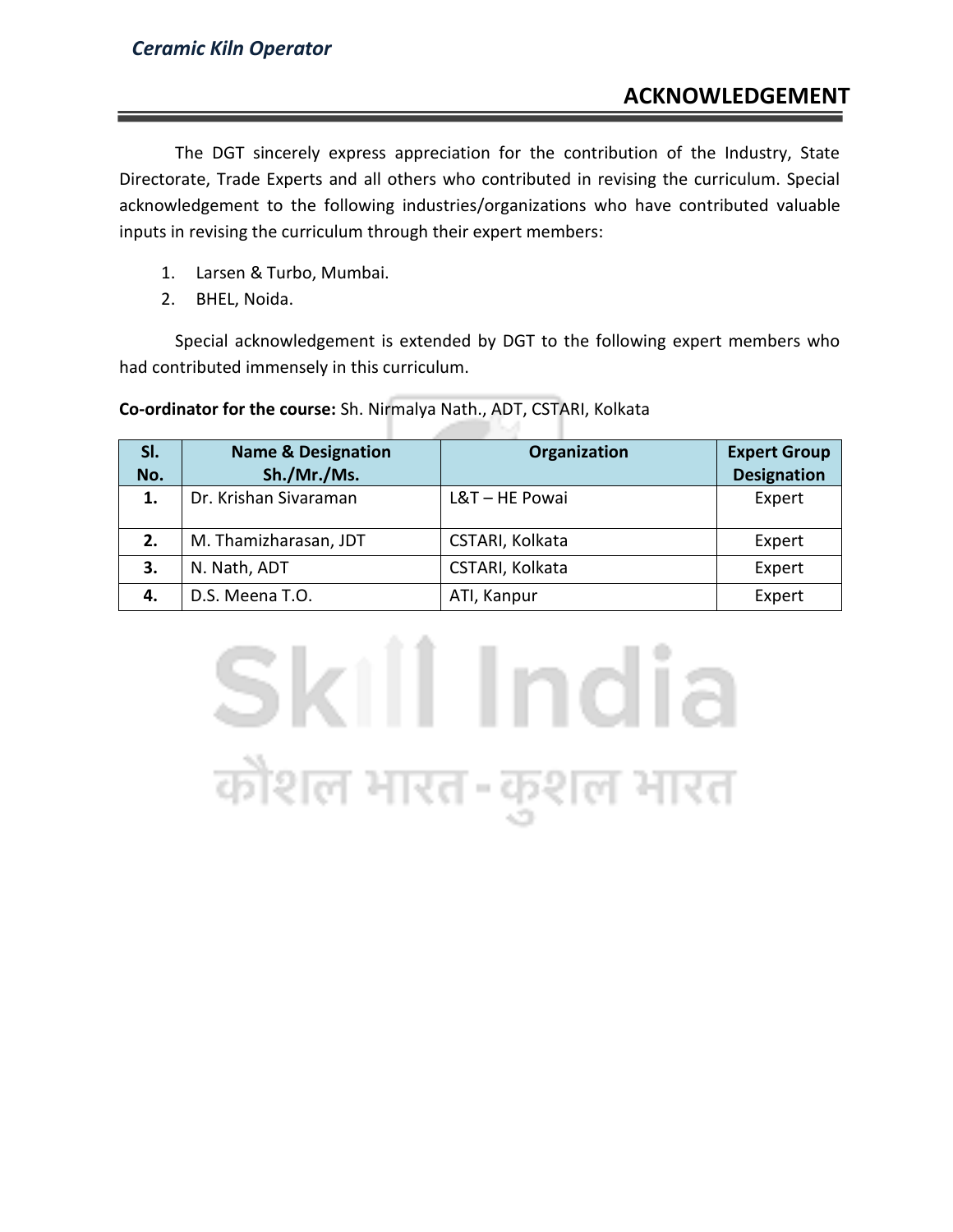## ACKNOWLEDGEMENT

The DGT sincerely express appreciation for the contribution of the Industry, State Directorate, Trade Experts and all others who contributed in revising the curriculum. Special acknowledgement to the following industries/organizations who have contributed valuable inputs in revising the curriculum through their expert members:

1. Larsen & Turbo, Mumbai.
2. BHEL, Noida.

Special acknowledgement is extended by DGT to the following expert members who had contributed immensely in this curriculum.

**Co-ordinator for the course:** Sh. Nirmalya Nath., ADT, CSTARI, Kolkata

| Sl. No. | Name & Designation Sh./Mr./Ms. | Organization | Expert Group Designation |
|---|---|---|---|
| **1.** | Dr. Krishan Sivaraman | L&T – HE Powai | Expert |
| **2.** | M. Thamizharasan, JDT | CSTARI, Kolkata | Expert |
| **3.** | N. Nath, ADT | CSTARI, Kolkata | Expert |
| **4.** | D.S. Meena T.O. | ATI, Kanpur | Expert |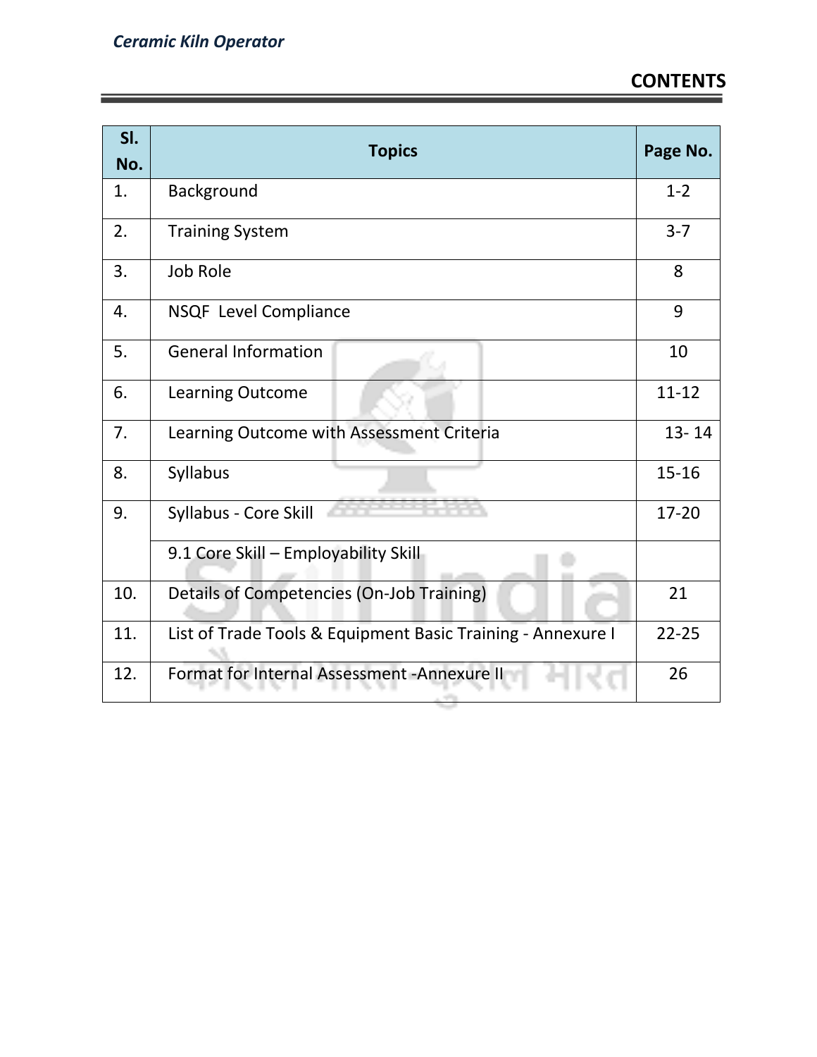## CONTENTS

| Sl. No. | Topics | Page No. |
|---|---|---|
| 1. | Background | 1-2 |
| 2. | Training System | 3-7 |
| 3. | Job Role | 8 |
| 4. | NSQF Level Compliance | 9 |
| 5. | General Information | 10 |
| 6. | Learning Outcome | 11-12 |
| 7. | Learning Outcome with Assessment Criteria | 13- 14 |
| 8. | Syllabus | 15-16 |
| 9. | Syllabus - Core Skill | 17-20 |
| | 9.1 Core Skill – Employability Skill | |
| 10. | Details of Competencies (On-Job Training) | 21 |
| 11. | List of Trade Tools & Equipment Basic Training - Annexure I | 22-25 |
| 12. | Format for Internal Assessment -Annexure II | 26 |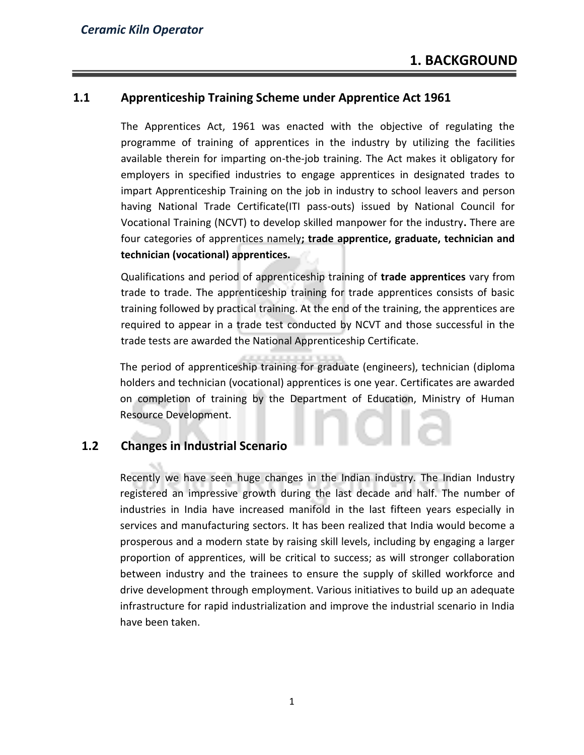# 1. BACKGROUND

## 1.1 Apprenticeship Training Scheme under Apprentice Act 1961

The Apprentices Act, 1961 was enacted with the objective of regulating the programme of training of apprentices in the industry by utilizing the facilities available therein for imparting on-the-job training. The Act makes it obligatory for employers in specified industries to engage apprentices in designated trades to impart Apprenticeship Training on the job in industry to school leavers and person having National Trade Certificate(ITI pass-outs) issued by National Council for Vocational Training (NCVT) to develop skilled manpower for the industry**.** There are four categories of apprentices namely**; trade apprentice, graduate, technician and technician (vocational) apprentices.**

Qualifications and period of apprenticeship training of **trade apprentices** vary from trade to trade. The apprenticeship training for trade apprentices consists of basic training followed by practical training. At the end of the training, the apprentices are required to appear in a trade test conducted by NCVT and those successful in the trade tests are awarded the National Apprenticeship Certificate.

The period of apprenticeship training for graduate (engineers), technician (diploma holders and technician (vocational) apprentices is one year. Certificates are awarded on completion of training by the Department of Education, Ministry of Human Resource Development.

## 1.2 Changes in Industrial Scenario

Recently we have seen huge changes in the Indian industry. The Indian Industry registered an impressive growth during the last decade and half. The number of industries in India have increased manifold in the last fifteen years especially in services and manufacturing sectors. It has been realized that India would become a prosperous and a modern state by raising skill levels, including by engaging a larger proportion of apprentices, will be critical to success; as will stronger collaboration between industry and the trainees to ensure the supply of skilled workforce and drive development through employment. Various initiatives to build up an adequate infrastructure for rapid industrialization and improve the industrial scenario in India have been taken.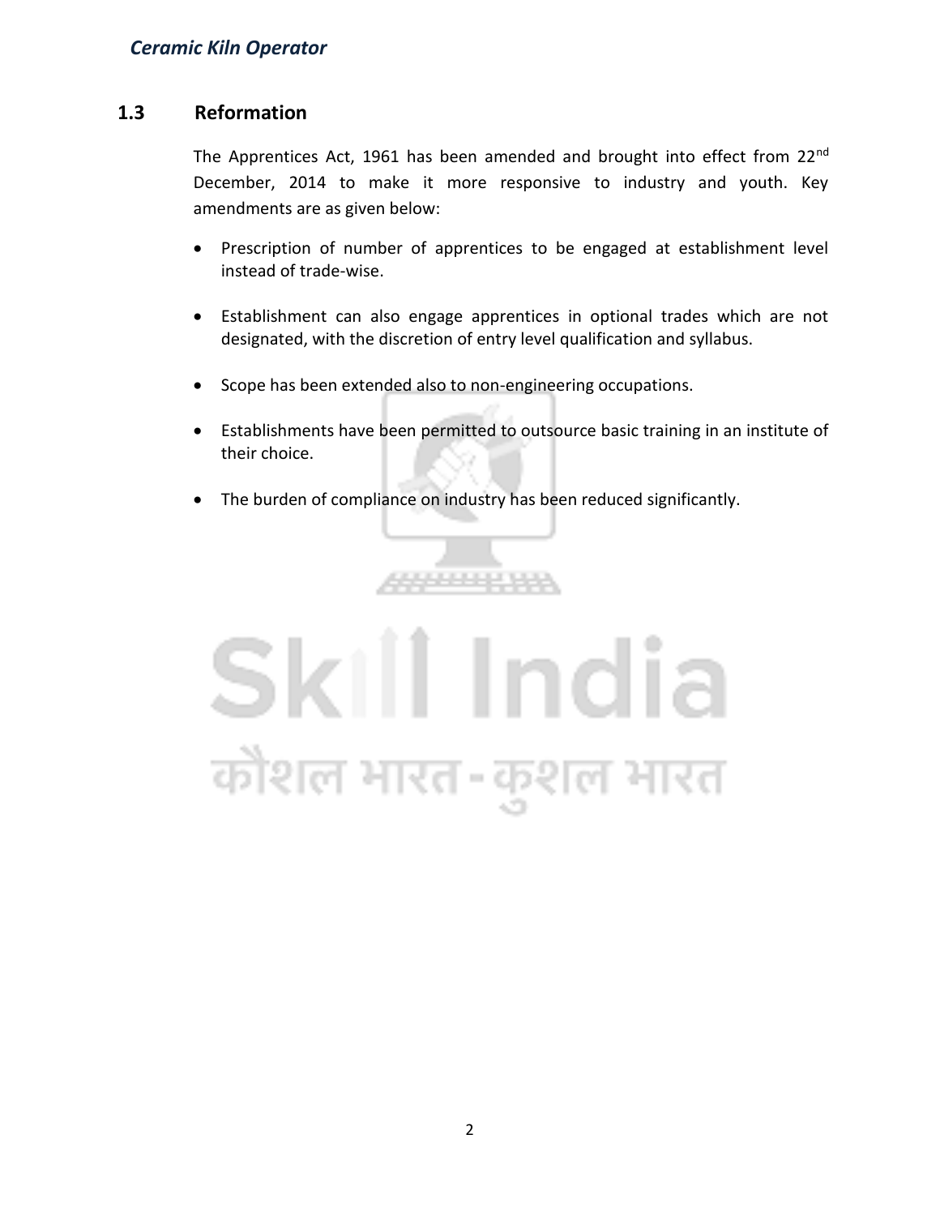## 1.3 Reformation

The Apprentices Act, 1961 has been amended and brought into effect from 22nd December, 2014 to make it more responsive to industry and youth. Key amendments are as given below:

- Prescription of number of apprentices to be engaged at establishment level instead of trade-wise.
- Establishment can also engage apprentices in optional trades which are not designated, with the discretion of entry level qualification and syllabus.
- Scope has been extended also to non-engineering occupations.
- Establishments have been permitted to outsource basic training in an institute of their choice.
- The burden of compliance on industry has been reduced significantly.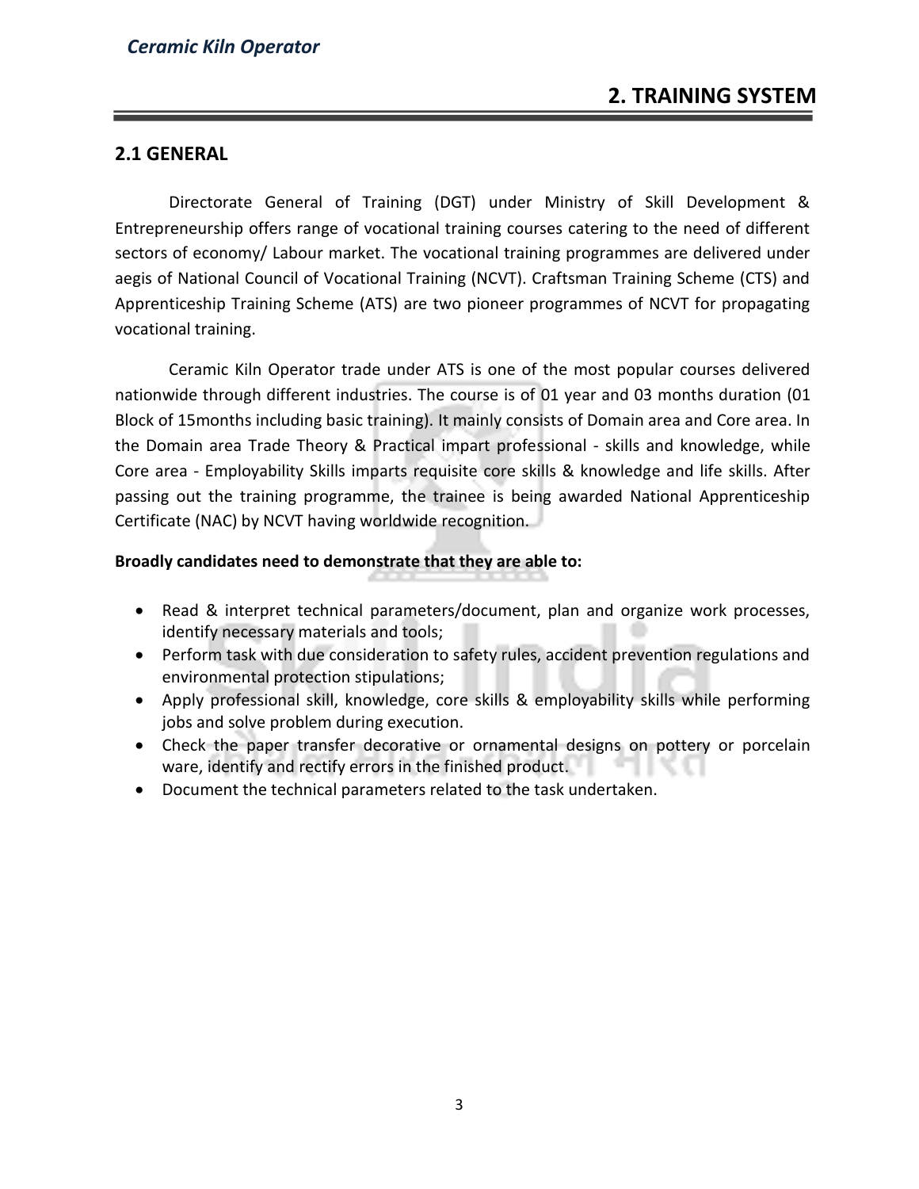## 2. TRAINING SYSTEM

### 2.1 GENERAL

Directorate General of Training (DGT) under Ministry of Skill Development & Entrepreneurship offers range of vocational training courses catering to the need of different sectors of economy/ Labour market. The vocational training programmes are delivered under aegis of National Council of Vocational Training (NCVT). Craftsman Training Scheme (CTS) and Apprenticeship Training Scheme (ATS) are two pioneer programmes of NCVT for propagating vocational training.

Ceramic Kiln Operator trade under ATS is one of the most popular courses delivered nationwide through different industries. The course is of 01 year and 03 months duration (01 Block of 15months including basic training). It mainly consists of Domain area and Core area. In the Domain area Trade Theory & Practical impart professional - skills and knowledge, while Core area - Employability Skills imparts requisite core skills & knowledge and life skills. After passing out the training programme, the trainee is being awarded National Apprenticeship Certificate (NAC) by NCVT having worldwide recognition.

**Broadly candidates need to demonstrate that they are able to:**

- Read & interpret technical parameters/document, plan and organize work processes, identify necessary materials and tools;
- Perform task with due consideration to safety rules, accident prevention regulations and environmental protection stipulations;
- Apply professional skill, knowledge, core skills & employability skills while performing jobs and solve problem during execution.
- Check the paper transfer decorative or ornamental designs on pottery or porcelain ware, identify and rectify errors in the finished product.
- Document the technical parameters related to the task undertaken.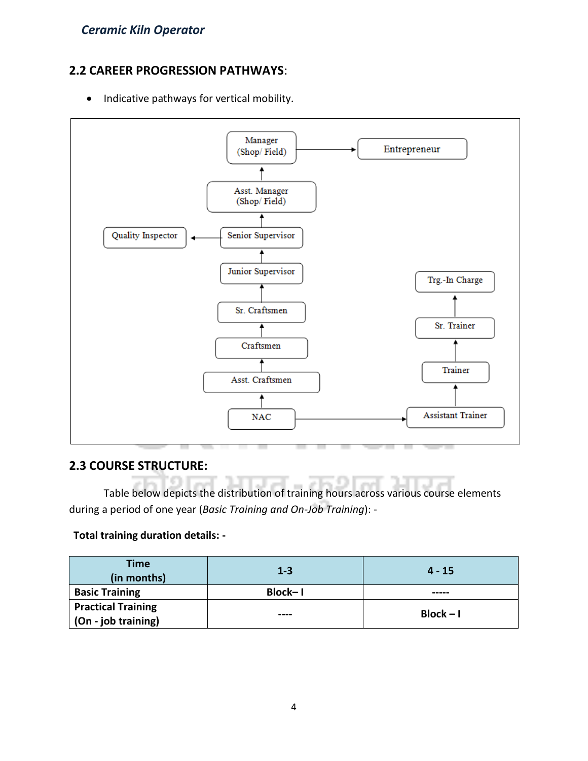## 2.2 CAREER PROGRESSION PATHWAYS:

- Indicative pathways for vertical mobility.

NAC → Asst. Craftsmen → Craftsmen → Sr. Craftsmen → Junior Supervisor → Senior Supervisor → Asst. Manager (Shop/ Field) → Manager (Shop/ Field) → Entrepreneur

Senior Supervisor → Quality Inspector

NAC → Assistant Trainer → Trainer → Sr. Trainer → Trg.-In Charge

## 2.3 COURSE STRUCTURE:

Table below depicts the distribution of training hours across various course elements during a period of one year (*Basic Training and On-Job Training*): -

**Total training duration details: -**

| Time (in months) | 1-3 | 4 - 15 |
|---|---|---|
| **Basic Training** | **Block– I** | ----- |
| **Practical Training (On - job training)** | ---- | **Block – I** |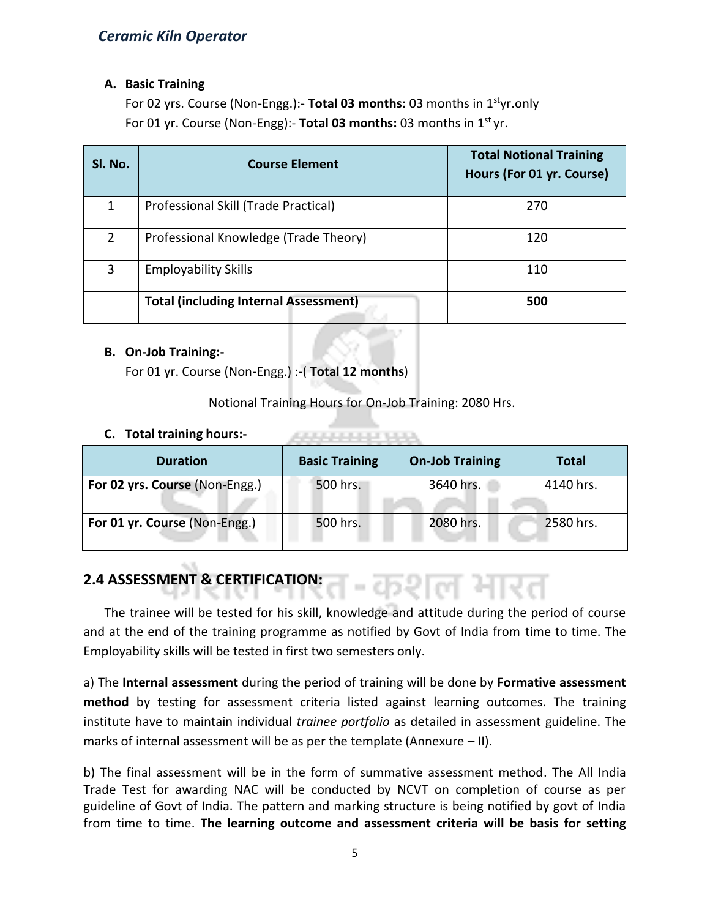**A. Basic Training**

For 02 yrs. Course (Non-Engg.):- **Total 03 months:** 03 months in 1st yr.only

For 01 yr. Course (Non-Engg):- **Total 03 months:** 03 months in 1st yr.

| Sl. No. | Course Element | Total Notional Training Hours (For 01 yr. Course) |
|---|---|---|
| 1 | Professional Skill (Trade Practical) | 270 |
| 2 | Professional Knowledge (Trade Theory) | 120 |
| 3 | Employability Skills | 110 |
| | **Total (including Internal Assessment)** | **500** |

**B. On-Job Training:-**

For 01 yr. Course (Non-Engg.) :-( **Total 12 months**)

Notional Training Hours for On-Job Training: 2080 Hrs.

**C. Total training hours:-**

| Duration | Basic Training | On-Job Training | Total |
|---|---|---|---|
| **For 02 yrs. Course** (Non-Engg.) | 500 hrs. | 3640 hrs. | 4140 hrs. |
| **For 01 yr. Course** (Non-Engg.) | 500 hrs. | 2080 hrs. | 2580 hrs. |

## 2.4 ASSESSMENT & CERTIFICATION:

The trainee will be tested for his skill, knowledge and attitude during the period of course and at the end of the training programme as notified by Govt of India from time to time. The Employability skills will be tested in first two semesters only.

a) The **Internal assessment** during the period of training will be done by **Formative assessment method** by testing for assessment criteria listed against learning outcomes. The training institute have to maintain individual *trainee portfolio* as detailed in assessment guideline. The marks of internal assessment will be as per the template (Annexure – II).

b) The final assessment will be in the form of summative assessment method. The All India Trade Test for awarding NAC will be conducted by NCVT on completion of course as per guideline of Govt of India. The pattern and marking structure is being notified by govt of India from time to time. **The learning outcome and assessment criteria will be basis for setting**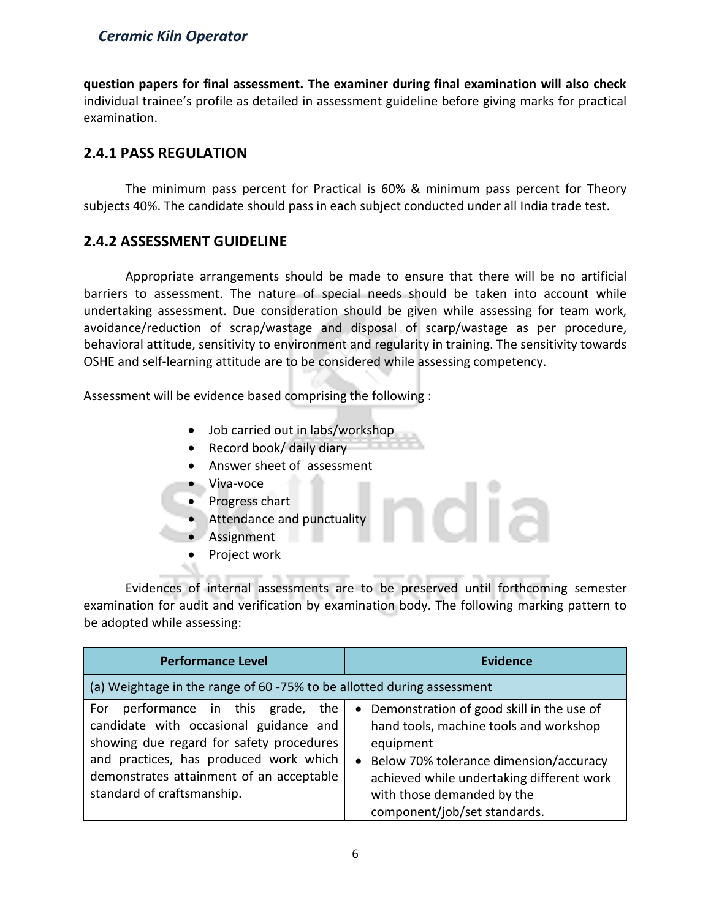**question papers for final assessment. The examiner during final examination will also check** individual trainee's profile as detailed in assessment guideline before giving marks for practical examination.

### 2.4.1 PASS REGULATION

The minimum pass percent for Practical is 60% & minimum pass percent for Theory subjects 40%. The candidate should pass in each subject conducted under all India trade test.

### 2.4.2 ASSESSMENT GUIDELINE

Appropriate arrangements should be made to ensure that there will be no artificial barriers to assessment. The nature of special needs should be taken into account while undertaking assessment. Due consideration should be given while assessing for team work, avoidance/reduction of scrap/wastage and disposal of scarp/wastage as per procedure, behavioral attitude, sensitivity to environment and regularity in training. The sensitivity towards OSHE and self-learning attitude are to be considered while assessing competency.

Assessment will be evidence based comprising the following :

- Job carried out in labs/workshop
- Record book/ daily diary
- Answer sheet of assessment
- Viva-voce
- Progress chart
- Attendance and punctuality
- Assignment
- Project work

Evidences of internal assessments are to be preserved until forthcoming semester examination for audit and verification by examination body. The following marking pattern to be adopted while assessing:

| Performance Level | Evidence |
|---|---|
| (a) Weightage in the range of 60 -75% to be allotted during assessment | |
| For performance in this grade, the candidate with occasional guidance and showing due regard for safety procedures and practices, has produced work which demonstrates attainment of an acceptable standard of craftsmanship. | • Demonstration of good skill in the use of hand tools, machine tools and workshop equipment<br>• Below 70% tolerance dimension/accuracy achieved while undertaking different work with those demanded by the component/job/set standards. |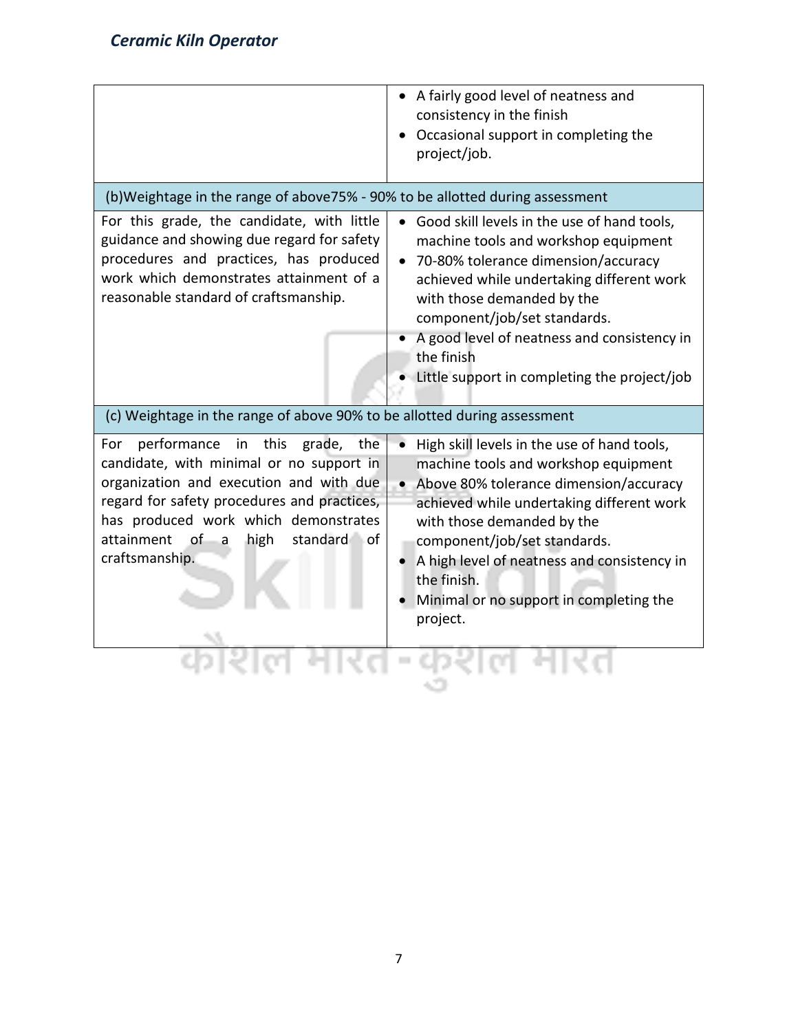| | |
|---|---|
| | • A fairly good level of neatness and consistency in the finish<br>• Occasional support in completing the project/job. |
| (b)Weightage in the range of above75% - 90% to be allotted during assessment | |
| For this grade, the candidate, with little guidance and showing due regard for safety procedures and practices, has produced work which demonstrates attainment of a reasonable standard of craftsmanship. | • Good skill levels in the use of hand tools, machine tools and workshop equipment<br>• 70-80% tolerance dimension/accuracy achieved while undertaking different work with those demanded by the component/job/set standards.<br>• A good level of neatness and consistency in the finish<br>• Little support in completing the project/job |
| (c) Weightage in the range of above 90% to be allotted during assessment | |
| For performance in this grade, the candidate, with minimal or no support in organization and execution and with due regard for safety procedures and practices, has produced work which demonstrates attainment of a high standard of craftsmanship. | • High skill levels in the use of hand tools, machine tools and workshop equipment<br>• Above 80% tolerance dimension/accuracy achieved while undertaking different work with those demanded by the component/job/set standards.<br>• A high level of neatness and consistency in the finish.<br>• Minimal or no support in completing the project. |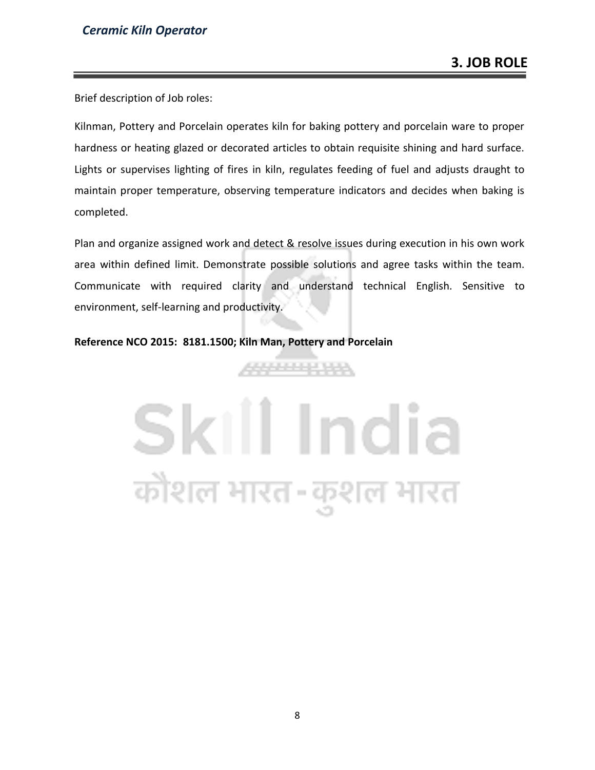## 3. JOB ROLE

Brief description of Job roles:

Kilnman, Pottery and Porcelain operates kiln for baking pottery and porcelain ware to proper hardness or heating glazed or decorated articles to obtain requisite shining and hard surface. Lights or supervises lighting of fires in kiln, regulates feeding of fuel and adjusts draught to maintain proper temperature, observing temperature indicators and decides when baking is completed.

Plan and organize assigned work and detect & resolve issues during execution in his own work area within defined limit. Demonstrate possible solutions and agree tasks within the team. Communicate with required clarity and understand technical English. Sensitive to environment, self-learning and productivity.

**Reference NCO 2015: 8181.1500; Kiln Man, Pottery and Porcelain**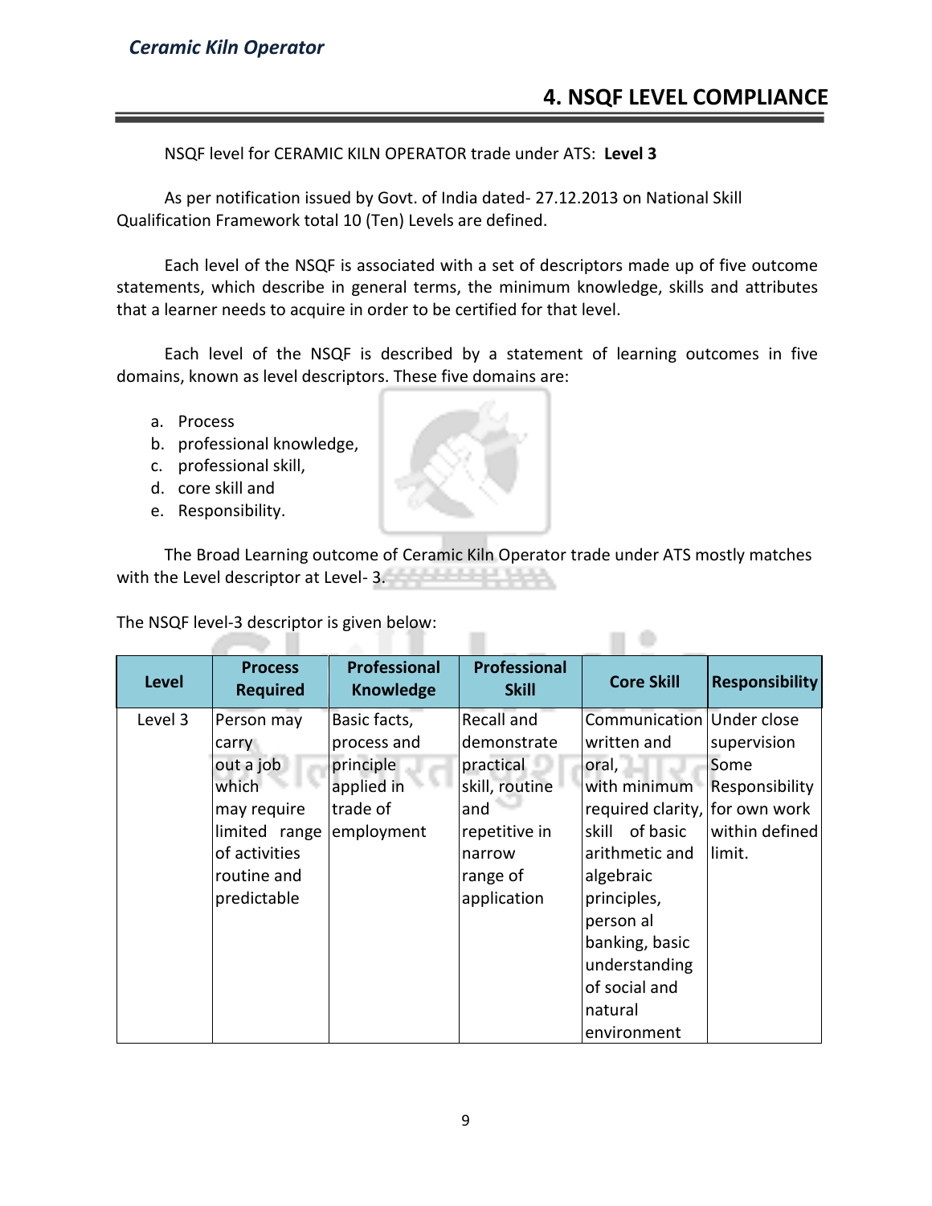## 4. NSQF LEVEL COMPLIANCE

NSQF level for CERAMIC KILN OPERATOR trade under ATS: **Level 3**

As per notification issued by Govt. of India dated- 27.12.2013 on National Skill Qualification Framework total 10 (Ten) Levels are defined.

Each level of the NSQF is associated with a set of descriptors made up of five outcome statements, which describe in general terms, the minimum knowledge, skills and attributes that a learner needs to acquire in order to be certified for that level.

Each level of the NSQF is described by a statement of learning outcomes in five domains, known as level descriptors. These five domains are:

a. Process
b. professional knowledge,
c. professional skill,
d. core skill and
e. Responsibility.

The Broad Learning outcome of Ceramic Kiln Operator trade under ATS mostly matches with the Level descriptor at Level- 3.

The NSQF level-3 descriptor is given below:

| Level | Process Required | Professional Knowledge | Professional Skill | Core Skill | Responsibility |
|---|---|---|---|---|---|
| Level 3 | Person may carry out a job which may require limited range of activities routine and predictable | Basic facts, process and principle applied in trade of employment | Recall and demonstrate practical skill, routine and repetitive in narrow range of application | Communication written and oral, with minimum required clarity, skill of basic arithmetic and algebraic principles, person al banking, basic understanding of social and natural environment | Under close supervision Some Responsibility for own work within defined limit. |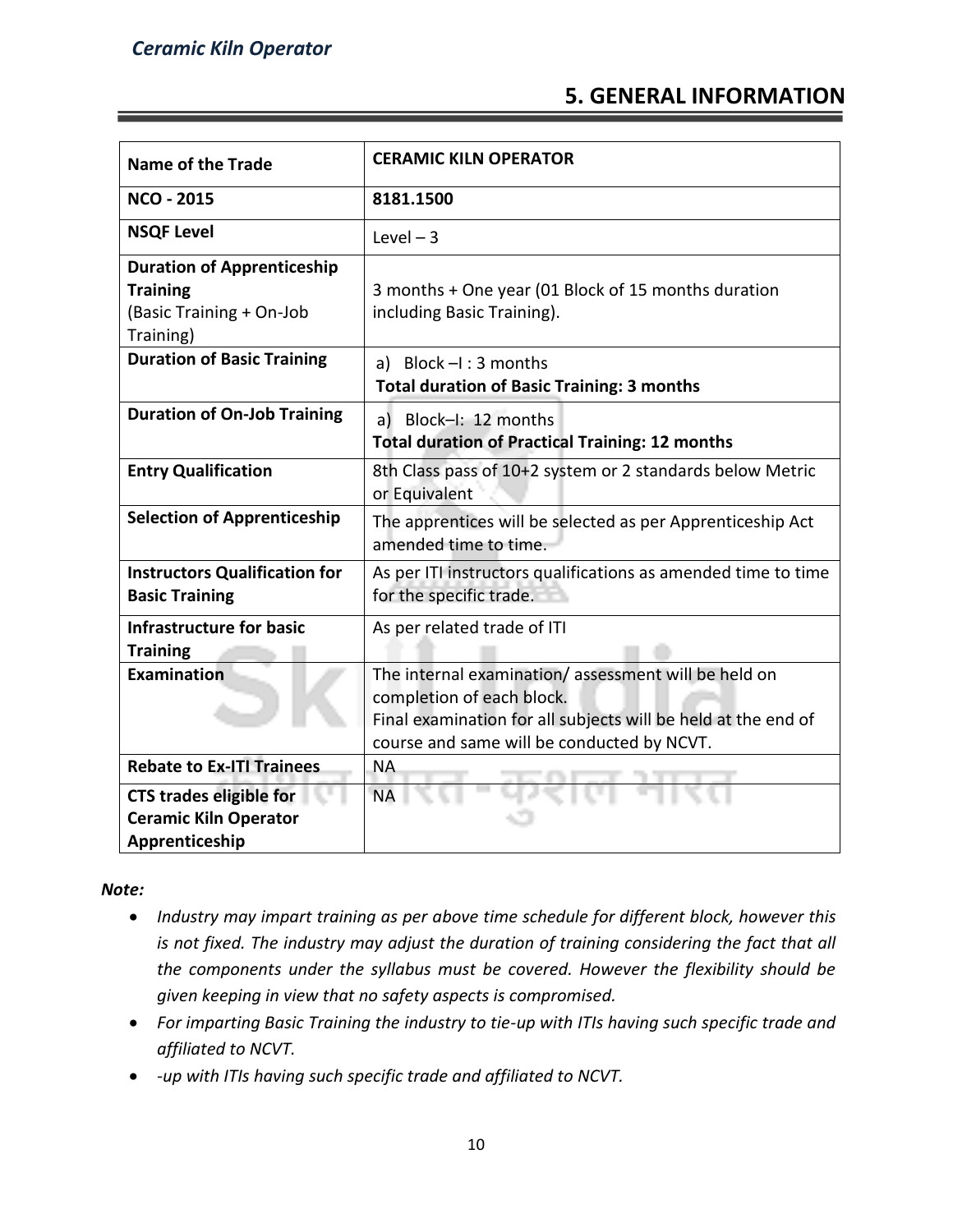## 5. GENERAL INFORMATION

| Name of the Trade | CERAMIC KILN OPERATOR |
|---|---|
| **NCO - 2015** | **8181.1500** |
| **NSQF Level** | Level – 3 |
| **Duration of Apprenticeship Training** (Basic Training + On-Job Training) | 3 months + One year (01 Block of 15 months duration including Basic Training). |
| **Duration of Basic Training** | a) Block –I : 3 months<br>**Total duration of Basic Training: 3 months** |
| **Duration of On-Job Training** | a) Block–I: 12 months<br>**Total duration of Practical Training: 12 months** |
| **Entry Qualification** | 8th Class pass of 10+2 system or 2 standards below Metric or Equivalent |
| **Selection of Apprenticeship** | The apprentices will be selected as per Apprenticeship Act amended time to time. |
| **Instructors Qualification for Basic Training** | As per ITI instructors qualifications as amended time to time for the specific trade. |
| **Infrastructure for basic Training** | As per related trade of ITI |
| **Examination** | The internal examination/ assessment will be held on completion of each block.<br>Final examination for all subjects will be held at the end of course and same will be conducted by NCVT. |
| **Rebate to Ex-ITI Trainees** | NA |
| **CTS trades eligible for Ceramic Kiln Operator Apprenticeship** | NA |

***Note:***

- *Industry may impart training as per above time schedule for different block, however this is not fixed. The industry may adjust the duration of training considering the fact that all the components under the syllabus must be covered. However the flexibility should be given keeping in view that no safety aspects is compromised.*
- *For imparting Basic Training the industry to tie-up with ITIs having such specific trade and affiliated to NCVT.*
- *-up with ITIs having such specific trade and affiliated to NCVT.*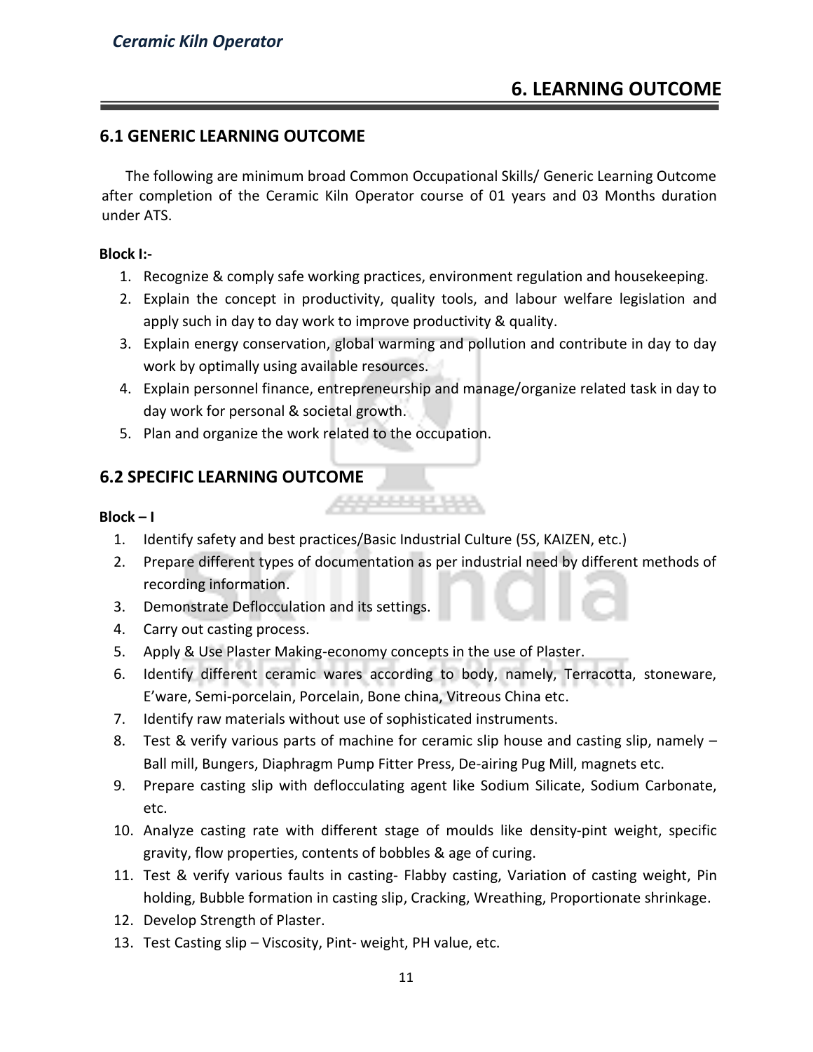## 6. LEARNING OUTCOME

### 6.1 GENERIC LEARNING OUTCOME

The following are minimum broad Common Occupational Skills/ Generic Learning Outcome after completion of the Ceramic Kiln Operator course of 01 years and 03 Months duration under ATS.

**Block I:-**

1. Recognize & comply safe working practices, environment regulation and housekeeping.
2. Explain the concept in productivity, quality tools, and labour welfare legislation and apply such in day to day work to improve productivity & quality.
3. Explain energy conservation, global warming and pollution and contribute in day to day work by optimally using available resources.
4. Explain personnel finance, entrepreneurship and manage/organize related task in day to day work for personal & societal growth.
5. Plan and organize the work related to the occupation.

### 6.2 SPECIFIC LEARNING OUTCOME

**Block – I**

1. Identify safety and best practices/Basic Industrial Culture (5S, KAIZEN, etc.)
2. Prepare different types of documentation as per industrial need by different methods of recording information.
3. Demonstrate Deflocculation and its settings.
4. Carry out casting process.
5. Apply & Use Plaster Making-economy concepts in the use of Plaster.
6. Identify different ceramic wares according to body, namely, Terracotta, stoneware, E'ware, Semi-porcelain, Porcelain, Bone china, Vitreous China etc.
7. Identify raw materials without use of sophisticated instruments.
8. Test & verify various parts of machine for ceramic slip house and casting slip, namely – Ball mill, Bungers, Diaphragm Pump Fitter Press, De-airing Pug Mill, magnets etc.
9. Prepare casting slip with deflocculating agent like Sodium Silicate, Sodium Carbonate, etc.
10. Analyze casting rate with different stage of moulds like density-pint weight, specific gravity, flow properties, contents of bobbles & age of curing.
11. Test & verify various faults in casting- Flabby casting, Variation of casting weight, Pin holding, Bubble formation in casting slip, Cracking, Wreathing, Proportionate shrinkage.
12. Develop Strength of Plaster.
13. Test Casting slip – Viscosity, Pint- weight, PH value, etc.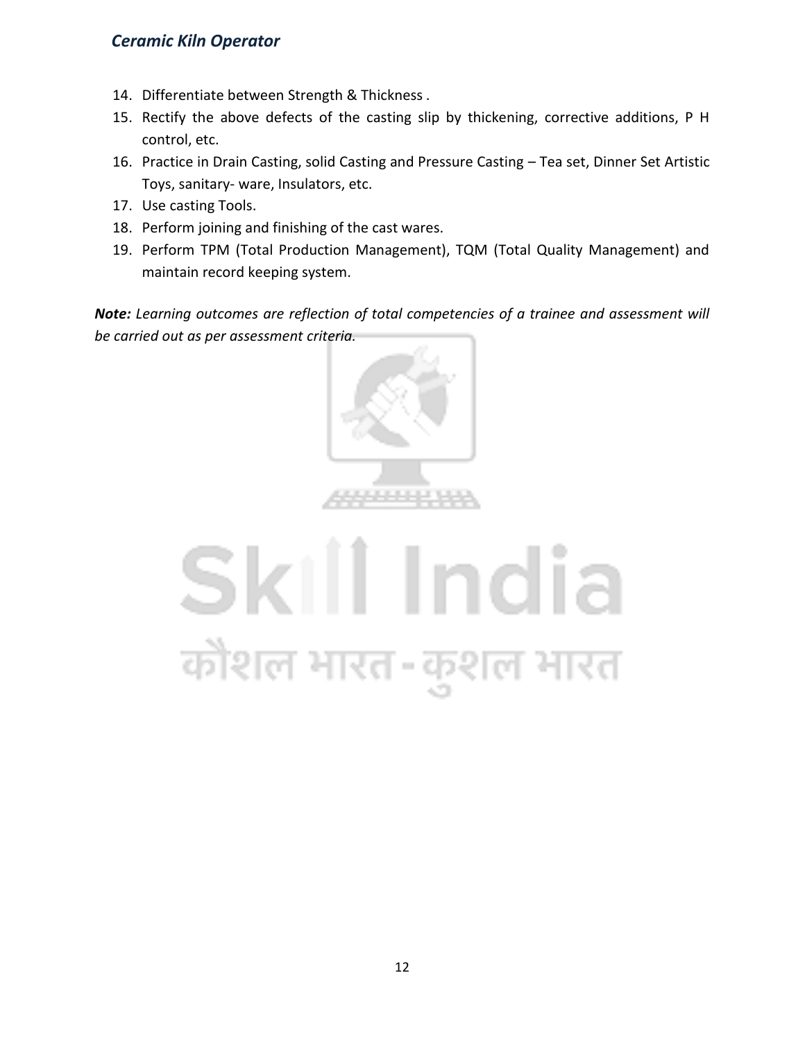14. Differentiate between Strength & Thickness .
15. Rectify the above defects of the casting slip by thickening, corrective additions, P H control, etc.
16. Practice in Drain Casting, solid Casting and Pressure Casting – Tea set, Dinner Set Artistic Toys, sanitary- ware, Insulators, etc.
17. Use casting Tools.
18. Perform joining and finishing of the cast wares.
19. Perform TPM (Total Production Management), TQM (Total Quality Management) and maintain record keeping system.

***Note:*** *Learning outcomes are reflection of total competencies of a trainee and assessment will be carried out as per assessment criteria.*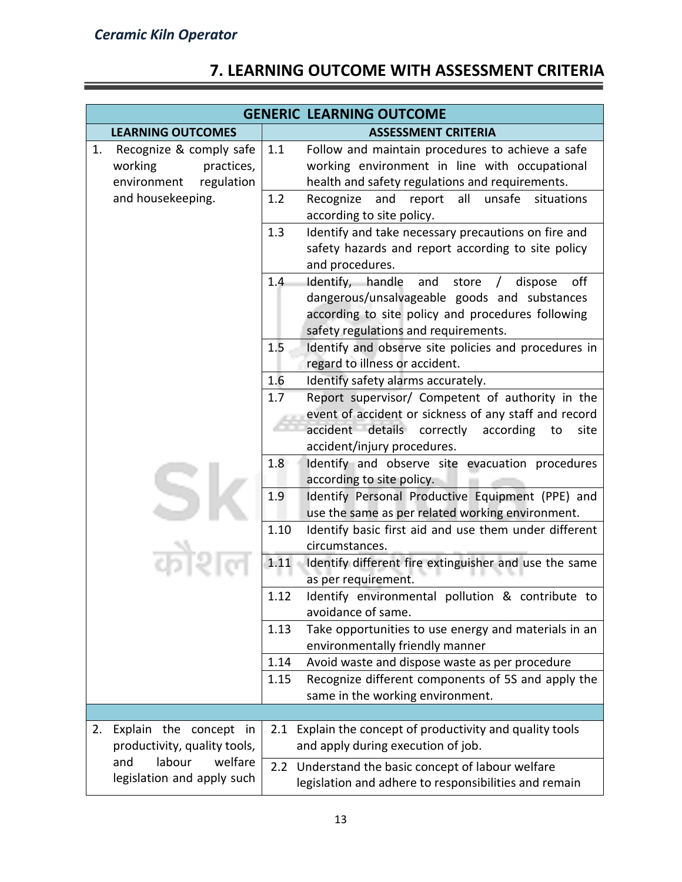## 7. LEARNING OUTCOME WITH ASSESSMENT CRITERIA

| GENERIC LEARNING OUTCOME | | |
|---|---|---|
| **LEARNING OUTCOMES** | **ASSESSMENT CRITERIA** | |
| 1. Recognize & comply safe working practices, environment regulation and housekeeping. | 1.1 | Follow and maintain procedures to achieve a safe working environment in line with occupational health and safety regulations and requirements. |
| | 1.2 | Recognize and report all unsafe situations according to site policy. |
| | 1.3 | Identify and take necessary precautions on fire and safety hazards and report according to site policy and procedures. |
| | 1.4 | Identify, handle and store / dispose off dangerous/unsalvageable goods and substances according to site policy and procedures following safety regulations and requirements. |
| | 1.5 | Identify and observe site policies and procedures in regard to illness or accident. |
| | 1.6 | Identify safety alarms accurately. |
| | 1.7 | Report supervisor/ Competent of authority in the event of accident or sickness of any staff and record accident details correctly according to site accident/injury procedures. |
| | 1.8 | Identify and observe site evacuation procedures according to site policy. |
| | 1.9 | Identify Personal Productive Equipment (PPE) and use the same as per related working environment. |
| | 1.10 | Identify basic first aid and use them under different circumstances. |
| | 1.11 | Identify different fire extinguisher and use the same as per requirement. |
| | 1.12 | Identify environmental pollution & contribute to avoidance of same. |
| | 1.13 | Take opportunities to use energy and materials in an environmentally friendly manner |
| | 1.14 | Avoid waste and dispose waste as per procedure |
| | 1.15 | Recognize different components of 5S and apply the same in the working environment. |
| | | |
| 2. Explain the concept in productivity, quality tools, and labour welfare legislation and apply such | 2.1 | Explain the concept of productivity and quality tools and apply during execution of job. |
| | 2.2 | Understand the basic concept of labour welfare legislation and adhere to responsibilities and remain |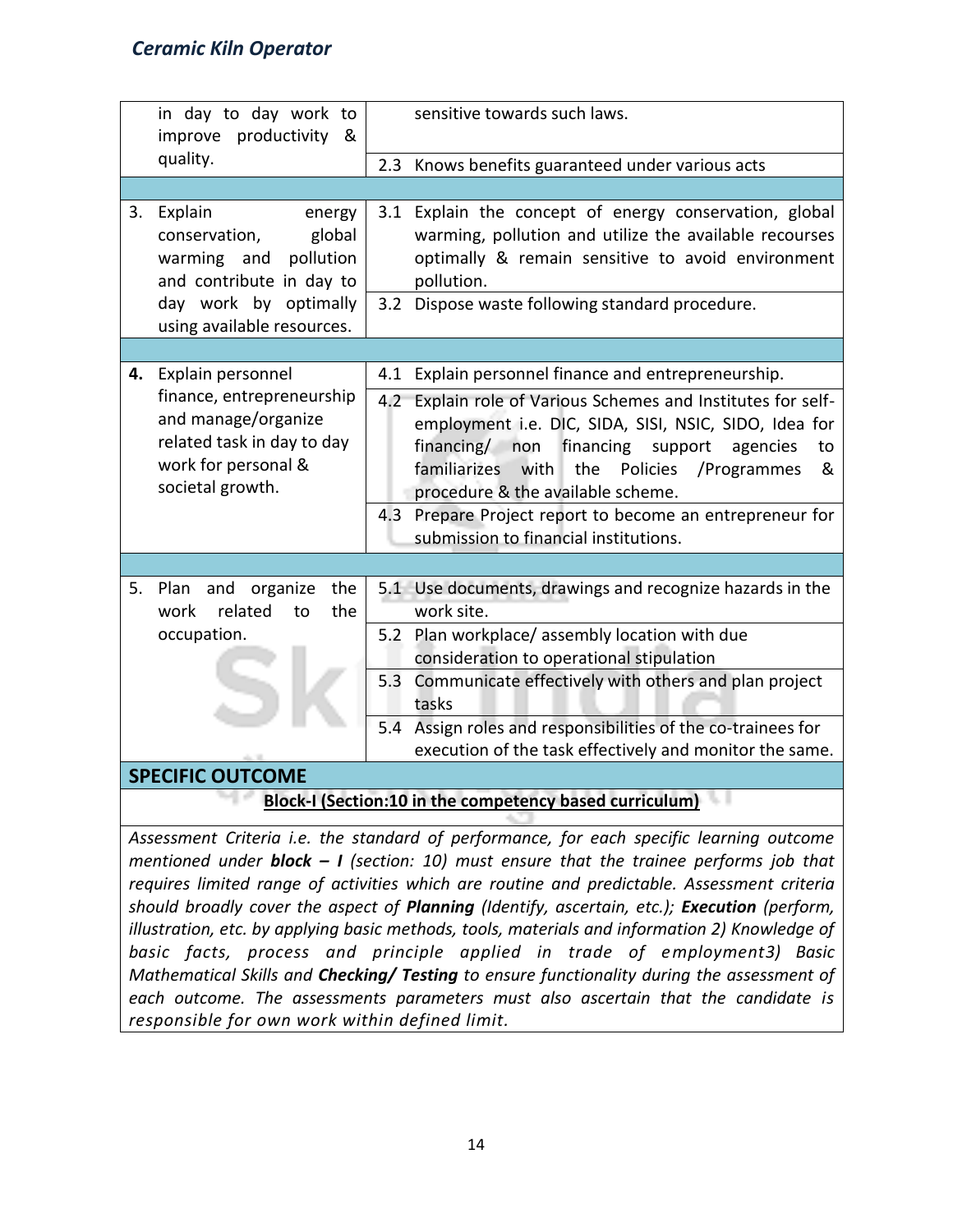| | |
|---|---|
| in day to day work to improve productivity & quality. | sensitive towards such laws. |
| | 2.3 Knows benefits guaranteed under various acts |
| | |
| 3. Explain energy conservation, global warming and pollution and contribute in day to day work by optimally using available resources. | 3.1 Explain the concept of energy conservation, global warming, pollution and utilize the available recourses optimally & remain sensitive to avoid environment pollution. |
| | 3.2 Dispose waste following standard procedure. |
| | |
| **4.** Explain personnel finance, entrepreneurship and manage/organize related task in day to day work for personal & societal growth. | 4.1 Explain personnel finance and entrepreneurship. |
| | 4.2 Explain role of Various Schemes and Institutes for self-employment i.e. DIC, SIDA, SISI, NSIC, SIDO, Idea for financing/ non financing support agencies to familiarizes with the Policies /Programmes & procedure & the available scheme. |
| | 4.3 Prepare Project report to become an entrepreneur for submission to financial institutions. |
| | |
| 5. Plan and organize the work related to the occupation. | 5.1 Use documents, drawings and recognize hazards in the work site. |
| | 5.2 Plan workplace/ assembly location with due consideration to operational stipulation |
| | 5.3 Communicate effectively with others and plan project tasks |
| | 5.4 Assign roles and responsibilities of the co-trainees for execution of the task effectively and monitor the same. |

## SPECIFIC OUTCOME

**Block-I (Section:10 in the competency based curriculum)**

*Assessment Criteria i.e. the standard of performance, for each specific learning outcome mentioned under **block – I** (section: 10) must ensure that the trainee performs job that requires limited range of activities which are routine and predictable. Assessment criteria should broadly cover the aspect of **Planning** (Identify, ascertain, etc.); **Execution** (perform, illustration, etc. by applying basic methods, tools, materials and information 2) Knowledge of basic facts, process and principle applied in trade of employment3) Basic Mathematical Skills and **Checking/ Testing** to ensure functionality during the assessment of each outcome. The assessments parameters must also ascertain that the candidate is responsible for own work within defined limit.*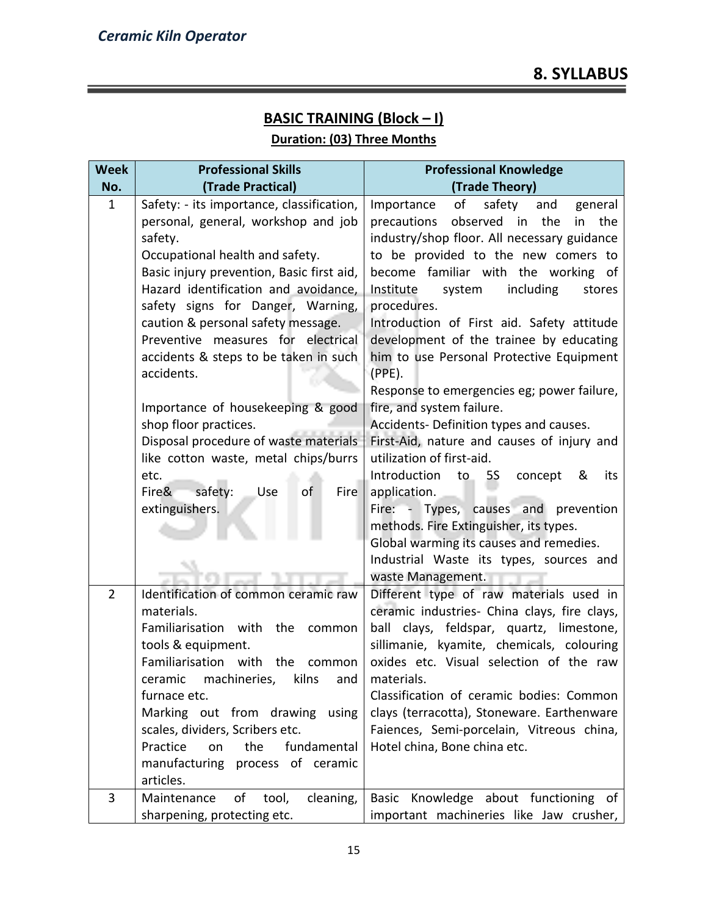# 8. SYLLABUS

## BASIC TRAINING (Block – I)

**Duration: (03) Three Months**

| Week No. | Professional Skills (Trade Practical) | Professional Knowledge (Trade Theory) |
|---|---|---|
| 1 | Safety: - its importance, classification, personal, general, workshop and job safety.<br>Occupational health and safety.<br>Basic injury prevention, Basic first aid, Hazard identification and avoidance, safety signs for Danger, Warning, caution & personal safety message.<br>Preventive measures for electrical accidents & steps to be taken in such accidents.<br><br>Importance of housekeeping & good shop floor practices.<br>Disposal procedure of waste materials like cotton waste, metal chips/burrs etc.<br>Fire& safety: Use of Fire extinguishers. | Importance of safety and general precautions observed in the in the industry/shop floor. All necessary guidance to be provided to the new comers to become familiar with the working of Institute system including stores procedures.<br>Introduction of First aid. Safety attitude development of the trainee by educating him to use Personal Protective Equipment (PPE).<br>Response to emergencies eg; power failure, fire, and system failure.<br>Accidents- Definition types and causes.<br>First-Aid, nature and causes of injury and utilization of first-aid.<br>Introduction to 5S concept & its application.<br>Fire: - Types, causes and prevention methods. Fire Extinguisher, its types.<br>Global warming its causes and remedies.<br>Industrial Waste its types, sources and waste Management. |
| 2 | Identification of common ceramic raw materials.<br>Familiarisation with the common tools & equipment.<br>Familiarisation with the common ceramic machineries, kilns and furnace etc.<br>Marking out from drawing using scales, dividers, Scribers etc.<br>Practice on the fundamental manufacturing process of ceramic articles. | Different type of raw materials used in ceramic industries- China clays, fire clays, ball clays, feldspar, quartz, limestone, sillimanie, kyamite, chemicals, colouring oxides etc. Visual selection of the raw materials.<br>Classification of ceramic bodies: Common clays (terracotta), Stoneware. Earthenware Faiences, Semi-porcelain, Vitreous china, Hotel china, Bone china etc. |
| 3 | Maintenance of tool, cleaning, sharpening, protecting etc. | Basic Knowledge about functioning of important machineries like Jaw crusher, |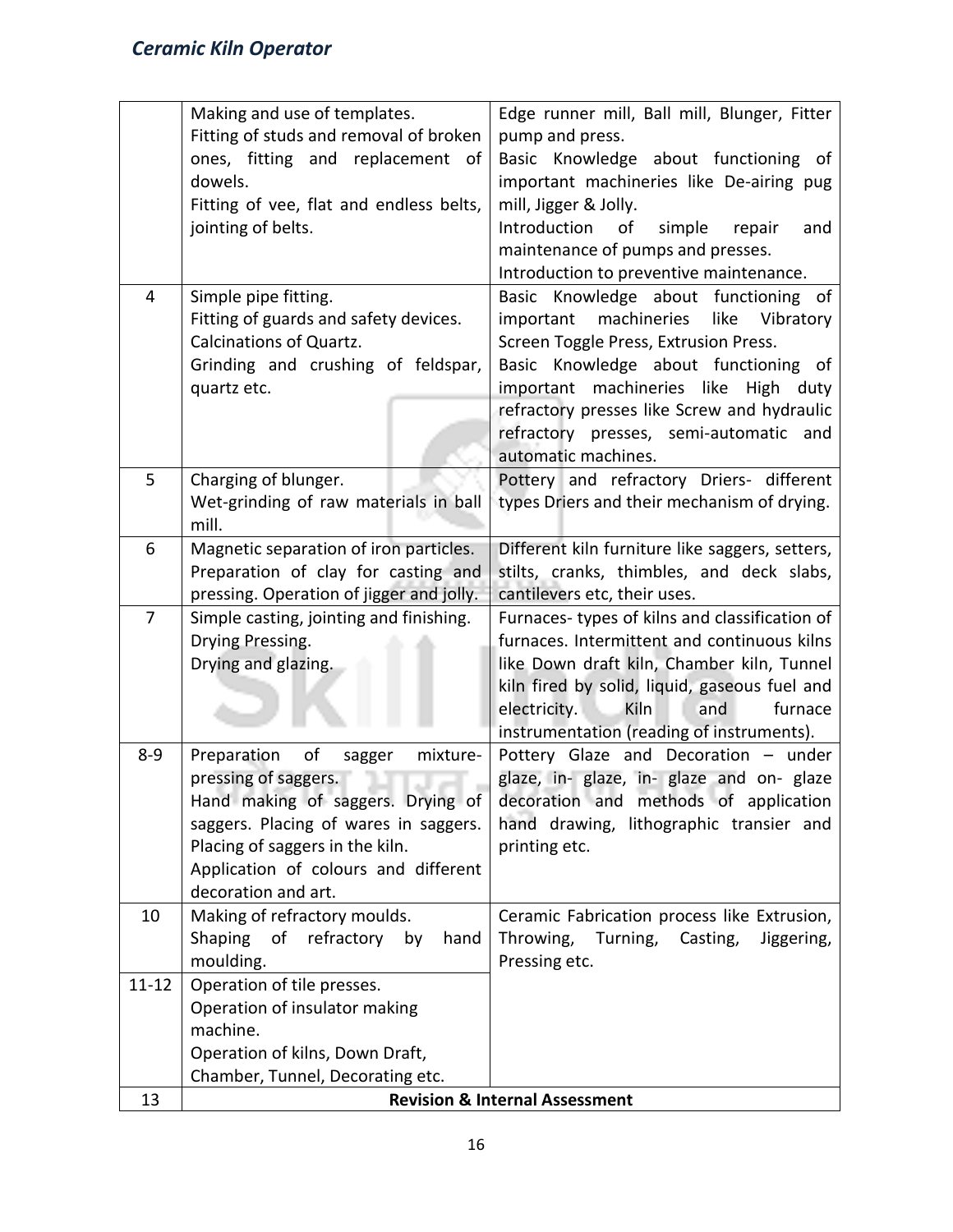|  | Making and use of templates.<br>Fitting of studs and removal of broken ones, fitting and replacement of dowels.<br>Fitting of vee, flat and endless belts, jointing of belts. | Edge runner mill, Ball mill, Blunger, Fitter pump and press.<br>Basic Knowledge about functioning of important machineries like De-airing pug mill, Jigger & Jolly.<br>Introduction of simple repair and maintenance of pumps and presses.<br>Introduction to preventive maintenance. |
|---|---|---|
| 4 | Simple pipe fitting.<br>Fitting of guards and safety devices.<br>Calcinations of Quartz.<br>Grinding and crushing of feldspar, quartz etc. | Basic Knowledge about functioning of important machineries like Vibratory Screen Toggle Press, Extrusion Press.<br>Basic Knowledge about functioning of important machineries like High duty refractory presses like Screw and hydraulic refractory presses, semi-automatic and automatic machines. |
| 5 | Charging of blunger.<br>Wet-grinding of raw materials in ball mill. | Pottery and refractory Driers- different types Driers and their mechanism of drying. |
| 6 | Magnetic separation of iron particles.<br>Preparation of clay for casting and pressing. Operation of jigger and jolly. | Different kiln furniture like saggers, setters, stilts, cranks, thimbles, and deck slabs, cantilevers etc, their uses. |
| 7 | Simple casting, jointing and finishing.<br>Drying Pressing.<br>Drying and glazing. | Furnaces- types of kilns and classification of furnaces. Intermittent and continuous kilns like Down draft kiln, Chamber kiln, Tunnel kiln fired by solid, liquid, gaseous fuel and electricity. Kiln and furnace instrumentation (reading of instruments). |
| 8-9 | Preparation of sagger mixture-pressing of saggers.<br>Hand making of saggers. Drying of saggers. Placing of wares in saggers. Placing of saggers in the kiln.<br>Application of colours and different decoration and art. | Pottery Glaze and Decoration – under glaze, in- glaze, in- glaze and on- glaze decoration and methods of application hand drawing, lithographic transier and printing etc. |
| 10 | Making of refractory moulds.<br>Shaping of refractory by hand moulding. | Ceramic Fabrication process like Extrusion, Throwing, Turning, Casting, Jiggering, Pressing etc. |
| 11-12 | Operation of tile presses.<br>Operation of insulator making machine.<br>Operation of kilns, Down Draft, Chamber, Tunnel, Decorating etc. |  |
| 13 | **Revision & Internal Assessment** |  |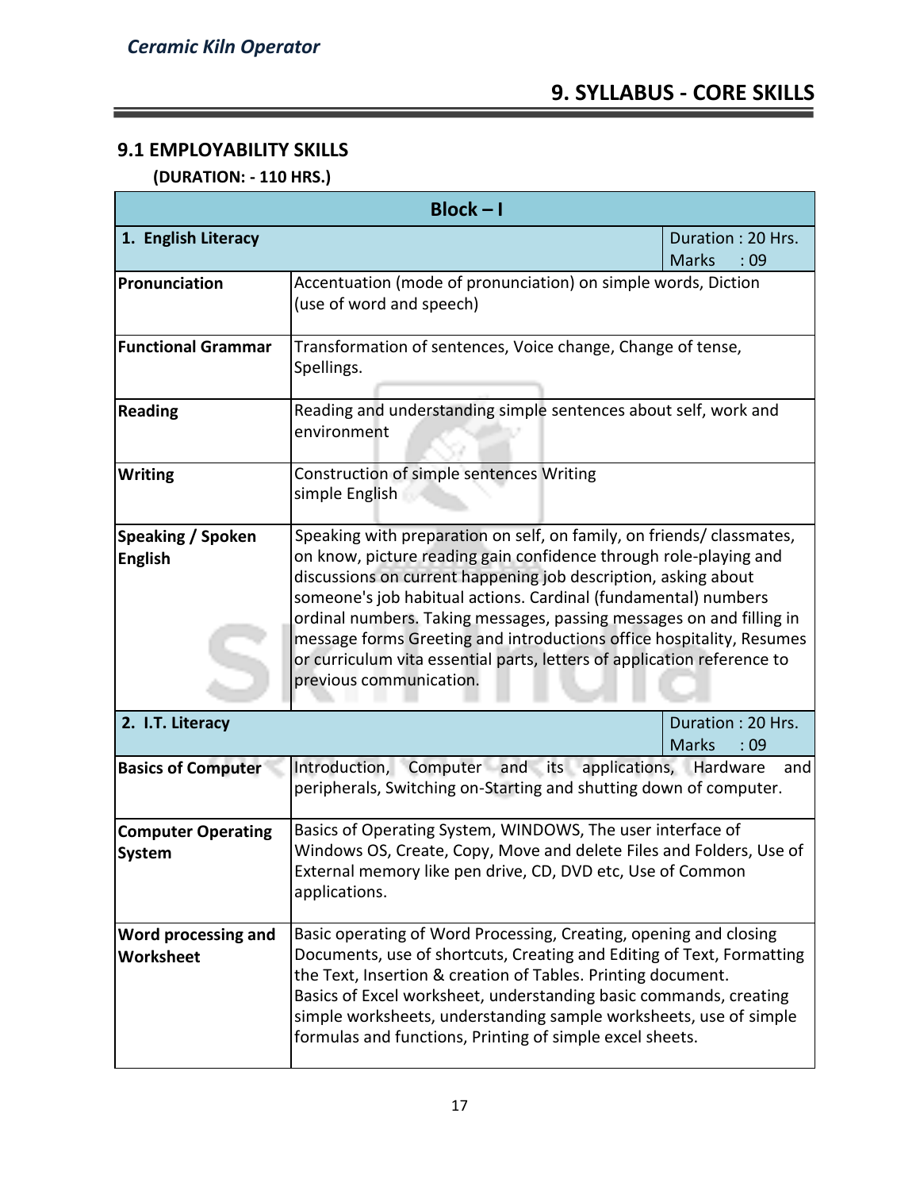## 9. SYLLABUS - CORE SKILLS

### 9.1 EMPLOYABILITY SKILLS

**(DURATION: - 110 HRS.)**

| **Block – I** | | |
|---|---|---|
| **1. English Literacy** | | Duration : 20 Hrs.<br>Marks : 09 |
| **Pronunciation** | Accentuation (mode of pronunciation) on simple words, Diction (use of word and speech) | |
| **Functional Grammar** | Transformation of sentences, Voice change, Change of tense, Spellings. | |
| **Reading** | Reading and understanding simple sentences about self, work and environment | |
| **Writing** | Construction of simple sentences Writing simple English | |
| **Speaking / Spoken English** | Speaking with preparation on self, on family, on friends/ classmates, on know, picture reading gain confidence through role-playing and discussions on current happening job description, asking about someone's job habitual actions. Cardinal (fundamental) numbers ordinal numbers. Taking messages, passing messages on and filling in message forms Greeting and introductions office hospitality, Resumes or curriculum vita essential parts, letters of application reference to previous communication. | |
| **2. I.T. Literacy** | | Duration : 20 Hrs.<br>Marks : 09 |
| **Basics of Computer** | Introduction, Computer and its applications, Hardware and peripherals, Switching on-Starting and shutting down of computer. | |
| **Computer Operating System** | Basics of Operating System, WINDOWS, The user interface of Windows OS, Create, Copy, Move and delete Files and Folders, Use of External memory like pen drive, CD, DVD etc, Use of Common applications. | |
| **Word processing and Worksheet** | Basic operating of Word Processing, Creating, opening and closing Documents, use of shortcuts, Creating and Editing of Text, Formatting the Text, Insertion & creation of Tables. Printing document.<br>Basics of Excel worksheet, understanding basic commands, creating simple worksheets, understanding sample worksheets, use of simple formulas and functions, Printing of simple excel sheets. | |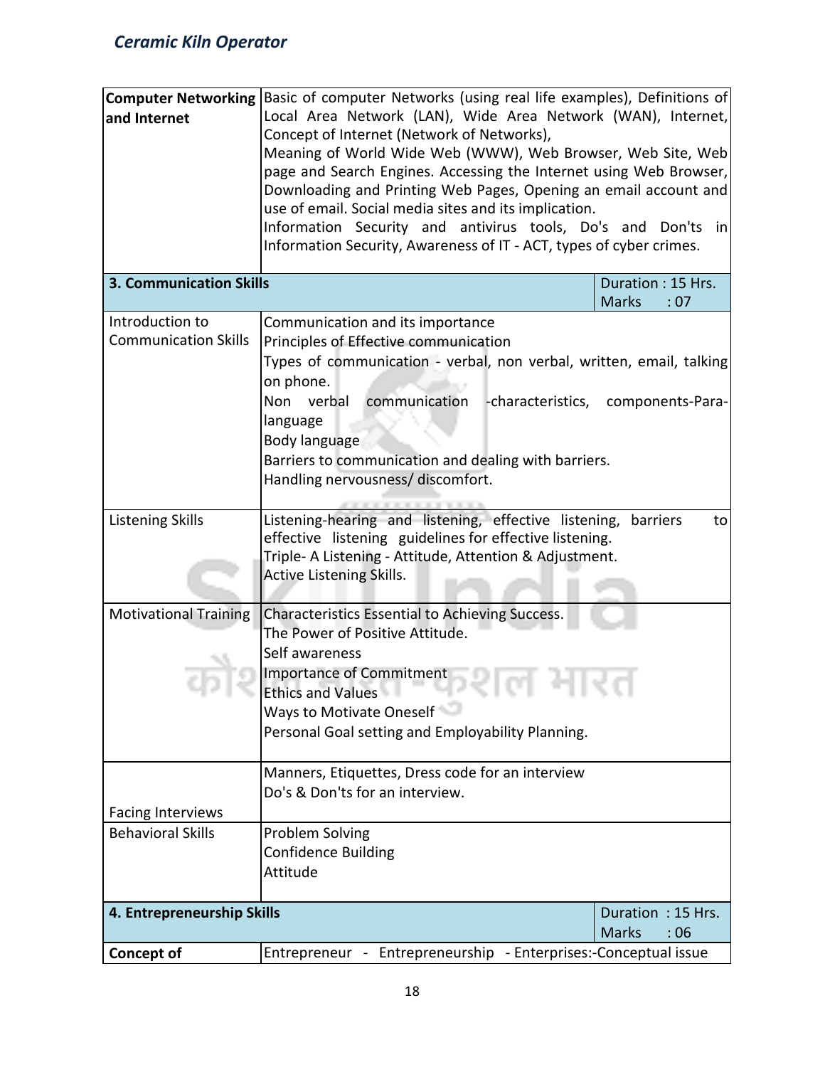| | |
|---|---|
| **Computer Networking and Internet** | Basic of computer Networks (using real life examples), Definitions of Local Area Network (LAN), Wide Area Network (WAN), Internet, Concept of Internet (Network of Networks),<br>Meaning of World Wide Web (WWW), Web Browser, Web Site, Web page and Search Engines. Accessing the Internet using Web Browser, Downloading and Printing Web Pages, Opening an email account and use of email. Social media sites and its implication.<br>Information Security and antivirus tools, Do's and Don'ts in Information Security, Awareness of IT - ACT, types of cyber crimes. |
| **3. Communication Skills** | Duration : 15 Hrs.<br>Marks : 07 |
| Introduction to Communication Skills | Communication and its importance<br>Principles of Effective communication<br>Types of communication - verbal, non verbal, written, email, talking on phone.<br>Non verbal communication -characteristics, components-Para-language<br>Body language<br>Barriers to communication and dealing with barriers.<br>Handling nervousness/ discomfort. |
| Listening Skills | Listening-hearing and listening, effective listening, barriers to effective listening guidelines for effective listening.<br>Triple- A Listening - Attitude, Attention & Adjustment.<br>Active Listening Skills. |
| Motivational Training | Characteristics Essential to Achieving Success.<br>The Power of Positive Attitude.<br>Self awareness<br>Importance of Commitment<br>Ethics and Values<br>Ways to Motivate Oneself<br>Personal Goal setting and Employability Planning. |
| Facing Interviews | Manners, Etiquettes, Dress code for an interview<br>Do's & Don'ts for an interview. |
| Behavioral Skills | Problem Solving<br>Confidence Building<br>Attitude |
| **4. Entrepreneurship Skills** | Duration : 15 Hrs.<br>Marks : 06 |
| **Concept of** | Entrepreneur - Entrepreneurship - Enterprises:-Conceptual issue |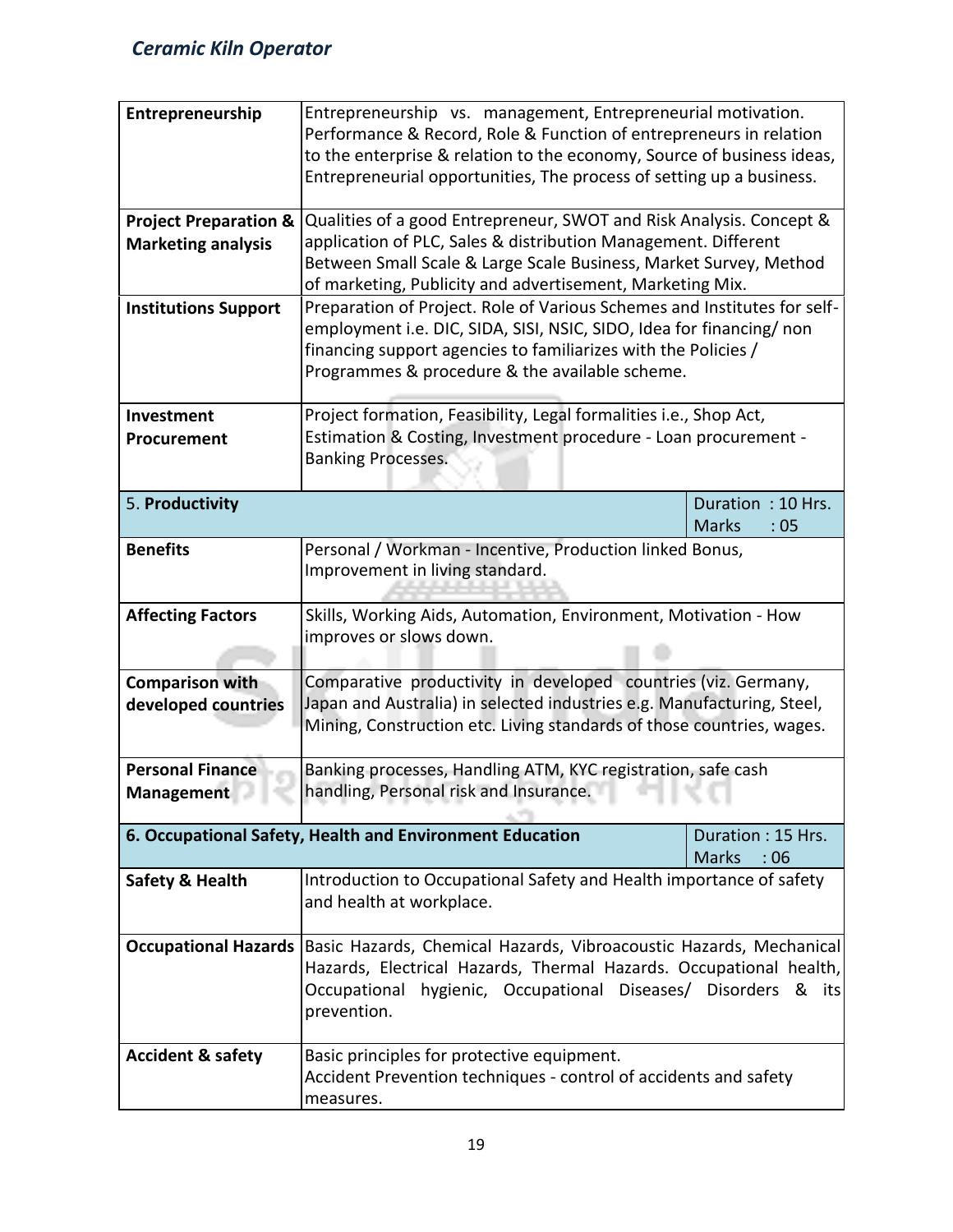| | |
|---|---|
| **Entrepreneurship** | Entrepreneurship vs. management, Entrepreneurial motivation. Performance & Record, Role & Function of entrepreneurs in relation to the enterprise & relation to the economy, Source of business ideas, Entrepreneurial opportunities, The process of setting up a business. |
| **Project Preparation & Marketing analysis** | Qualities of a good Entrepreneur, SWOT and Risk Analysis. Concept & application of PLC, Sales & distribution Management. Different Between Small Scale & Large Scale Business, Market Survey, Method of marketing, Publicity and advertisement, Marketing Mix. |
| **Institutions Support** | Preparation of Project. Role of Various Schemes and Institutes for self-employment i.e. DIC, SIDA, SISI, NSIC, SIDO, Idea for financing/ non financing support agencies to familiarizes with the Policies / Programmes & procedure & the available scheme. |
| **Investment Procurement** | Project formation, Feasibility, Legal formalities i.e., Shop Act, Estimation & Costing, Investment procedure - Loan procurement - Banking Processes. |
| 5. **Productivity** | Duration : 10 Hrs. Marks : 05 |
| **Benefits** | Personal / Workman - Incentive, Production linked Bonus, Improvement in living standard. |
| **Affecting Factors** | Skills, Working Aids, Automation, Environment, Motivation - How improves or slows down. |
| **Comparison with developed countries** | Comparative productivity in developed countries (viz. Germany, Japan and Australia) in selected industries e.g. Manufacturing, Steel, Mining, Construction etc. Living standards of those countries, wages. |
| **Personal Finance Management** | Banking processes, Handling ATM, KYC registration, safe cash handling, Personal risk and Insurance. |
| **6. Occupational Safety, Health and Environment Education** | Duration : 15 Hrs. Marks : 06 |
| **Safety & Health** | Introduction to Occupational Safety and Health importance of safety and health at workplace. |
| **Occupational Hazards** | Basic Hazards, Chemical Hazards, Vibroacoustic Hazards, Mechanical Hazards, Electrical Hazards, Thermal Hazards. Occupational health, Occupational hygienic, Occupational Diseases/ Disorders & its prevention. |
| **Accident & safety** | Basic principles for protective equipment. Accident Prevention techniques - control of accidents and safety measures. |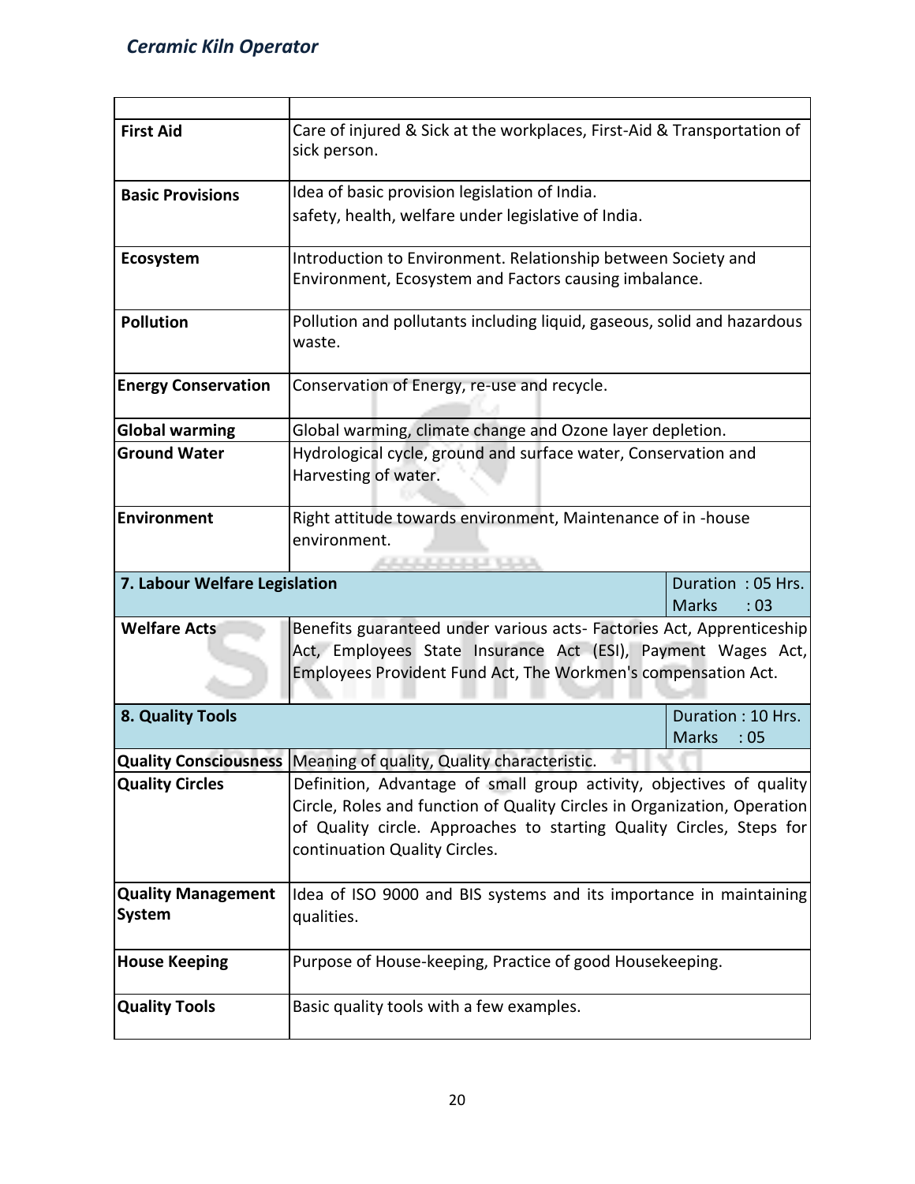| | |
|---|---|
| **First Aid** | Care of injured & Sick at the workplaces, First-Aid & Transportation of sick person. |
| **Basic Provisions** | Idea of basic provision legislation of India.<br>safety, health, welfare under legislative of India. |
| **Ecosystem** | Introduction to Environment. Relationship between Society and Environment, Ecosystem and Factors causing imbalance. |
| **Pollution** | Pollution and pollutants including liquid, gaseous, solid and hazardous waste. |
| **Energy Conservation** | Conservation of Energy, re-use and recycle. |
| **Global warming** | Global warming, climate change and Ozone layer depletion. |
| **Ground Water** | Hydrological cycle, ground and surface water, Conservation and Harvesting of water. |
| **Environment** | Right attitude towards environment, Maintenance of in -house environment. |
| **7. Labour Welfare Legislation** | Duration : 05 Hrs.<br>Marks : 03 |
| **Welfare Acts** | Benefits guaranteed under various acts- Factories Act, Apprenticeship Act, Employees State Insurance Act (ESI), Payment Wages Act, Employees Provident Fund Act, The Workmen's compensation Act. |
| **8. Quality Tools** | Duration : 10 Hrs.<br>Marks : 05 |
| **Quality Consciousness** | Meaning of quality, Quality characteristic. |
| **Quality Circles** | Definition, Advantage of small group activity, objectives of quality Circle, Roles and function of Quality Circles in Organization, Operation of Quality circle. Approaches to starting Quality Circles, Steps for continuation Quality Circles. |
| **Quality Management System** | Idea of ISO 9000 and BIS systems and its importance in maintaining qualities. |
| **House Keeping** | Purpose of House-keeping, Practice of good Housekeeping. |
| **Quality Tools** | Basic quality tools with a few examples. |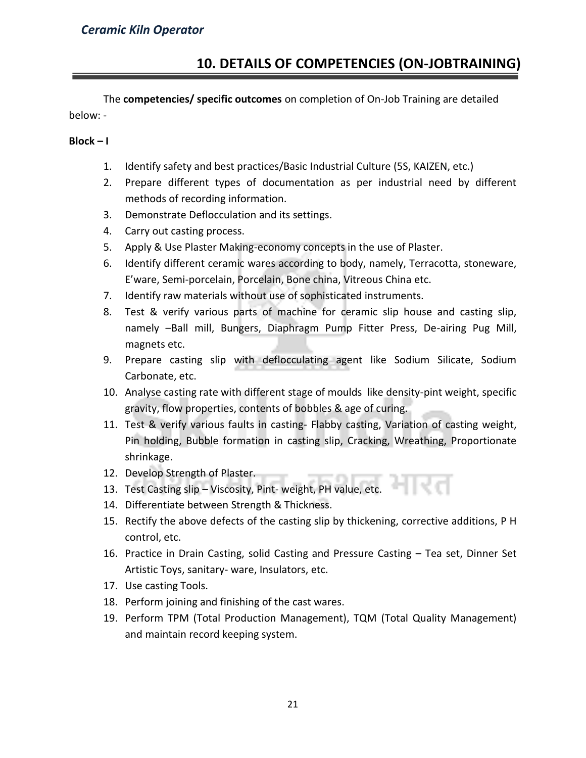## 10. DETAILS OF COMPETENCIES (ON-JOBTRAINING)

The **competencies/ specific outcomes** on completion of On-Job Training are detailed below: -

**Block – I**

1. Identify safety and best practices/Basic Industrial Culture (5S, KAIZEN, etc.)
2. Prepare different types of documentation as per industrial need by different methods of recording information.
3. Demonstrate Deflocculation and its settings.
4. Carry out casting process.
5. Apply & Use Plaster Making-economy concepts in the use of Plaster.
6. Identify different ceramic wares according to body, namely, Terracotta, stoneware, E'ware, Semi-porcelain, Porcelain, Bone china, Vitreous China etc.
7. Identify raw materials without use of sophisticated instruments.
8. Test & verify various parts of machine for ceramic slip house and casting slip, namely –Ball mill, Bungers, Diaphragm Pump Fitter Press, De-airing Pug Mill, magnets etc.
9. Prepare casting slip with deflocculating agent like Sodium Silicate, Sodium Carbonate, etc.
10. Analyse casting rate with different stage of moulds like density-pint weight, specific gravity, flow properties, contents of bobbles & age of curing.
11. Test & verify various faults in casting- Flabby casting, Variation of casting weight, Pin holding, Bubble formation in casting slip, Cracking, Wreathing, Proportionate shrinkage.
12. Develop Strength of Plaster.
13. Test Casting slip – Viscosity, Pint- weight, PH value, etc.
14. Differentiate between Strength & Thickness.
15. Rectify the above defects of the casting slip by thickening, corrective additions, P H control, etc.
16. Practice in Drain Casting, solid Casting and Pressure Casting – Tea set, Dinner Set Artistic Toys, sanitary- ware, Insulators, etc.
17. Use casting Tools.
18. Perform joining and finishing of the cast wares.
19. Perform TPM (Total Production Management), TQM (Total Quality Management) and maintain record keeping system.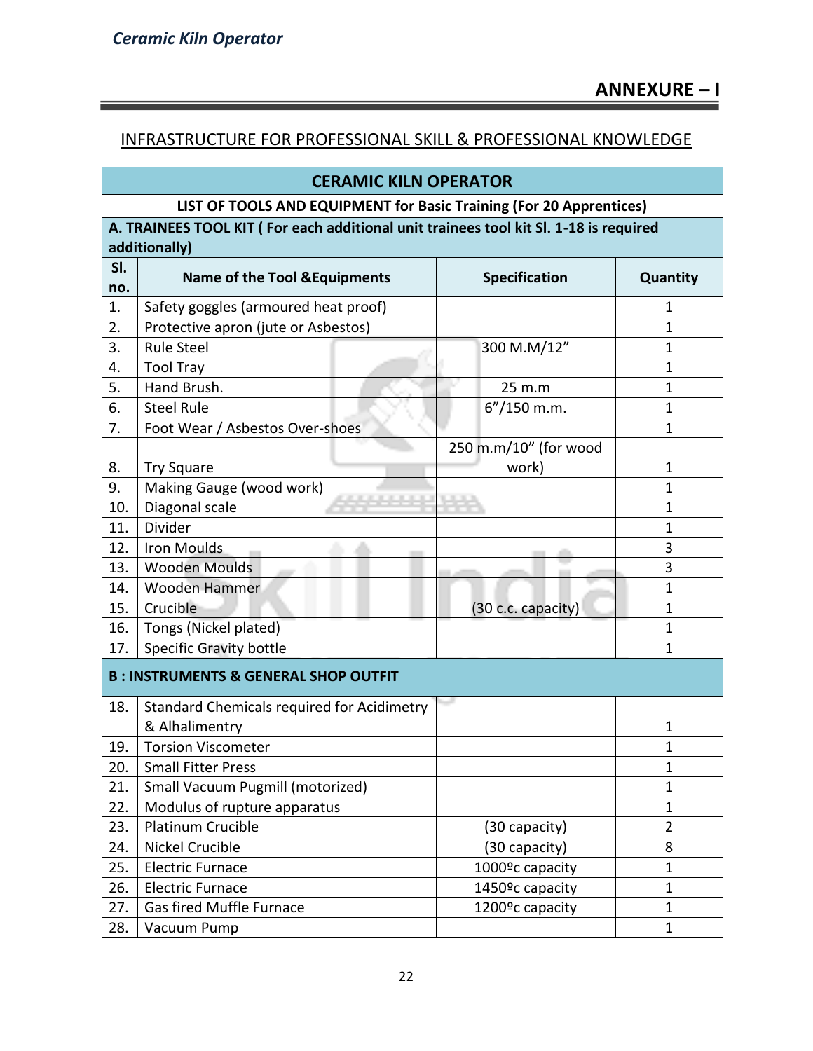## ANNEXURE – I

### INFRASTRUCTURE FOR PROFESSIONAL SKILL & PROFESSIONAL KNOWLEDGE

| CERAMIC KILN OPERATOR | | | |
|---|---|---|---|
| **LIST OF TOOLS AND EQUIPMENT for Basic Training (For 20 Apprentices)** | | | |
| **A. TRAINEES TOOL KIT ( For each additional unit trainees tool kit Sl. 1-18 is required additionally)** | | | |
| **Sl. no.** | **Name of the Tool &Equipments** | **Specification** | **Quantity** |
| 1. | Safety goggles (armoured heat proof) | | 1 |
| 2. | Protective apron (jute or Asbestos) | | 1 |
| 3. | Rule Steel | 300 M.M/12" | 1 |
| 4. | Tool Tray | | 1 |
| 5. | Hand Brush. | 25 m.m | 1 |
| 6. | Steel Rule | 6"/150 m.m. | 1 |
| 7. | Foot Wear / Asbestos Over-shoes | | 1 |
| 8. | Try Square | 250 m.m/10" (for wood work) | 1 |
| 9. | Making Gauge (wood work) | | 1 |
| 10. | Diagonal scale | | 1 |
| 11. | Divider | | 1 |
| 12. | Iron Moulds | | 3 |
| 13. | Wooden Moulds | | 3 |
| 14. | Wooden Hammer | | 1 |
| 15. | Crucible | (30 c.c. capacity) | 1 |
| 16. | Tongs (Nickel plated) | | 1 |
| 17. | Specific Gravity bottle | | 1 |
| **B : INSTRUMENTS & GENERAL SHOP OUTFIT** | | | |
| 18. | Standard Chemicals required for Acidimetry & Alhalimentry | | 1 |
| 19. | Torsion Viscometer | | 1 |
| 20. | Small Fitter Press | | 1 |
| 21. | Small Vacuum Pugmill (motorized) | | 1 |
| 22. | Modulus of rupture apparatus | | 1 |
| 23. | Platinum Crucible | (30 capacity) | 2 |
| 24. | Nickel Crucible | (30 capacity) | 8 |
| 25. | Electric Furnace | 1000ºc capacity | 1 |
| 26. | Electric Furnace | 1450ºc capacity | 1 |
| 27. | Gas fired Muffle Furnace | 1200ºc capacity | 1 |
| 28. | Vacuum Pump | | 1 |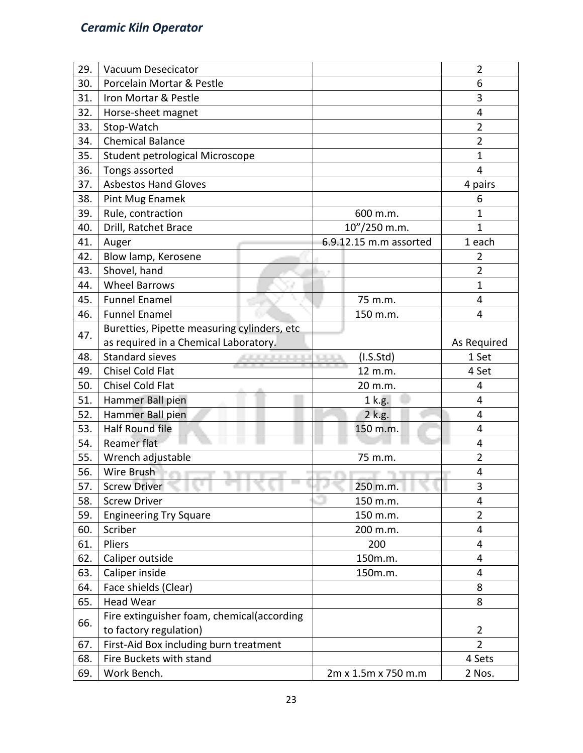| 29. | Vacuum Desecicator | | 2 |
|---|---|---|---|
| 30. | Porcelain Mortar & Pestle | | 6 |
| 31. | Iron Mortar & Pestle | | 3 |
| 32. | Horse-sheet magnet | | 4 |
| 33. | Stop-Watch | | 2 |
| 34. | Chemical Balance | | 2 |
| 35. | Student petrological Microscope | | 1 |
| 36. | Tongs assorted | | 4 |
| 37. | Asbestos Hand Gloves | | 4 pairs |
| 38. | Pint Mug Enamek | | 6 |
| 39. | Rule, contraction | 600 m.m. | 1 |
| 40. | Drill, Ratchet Brace | 10"/250 m.m. | 1 |
| 41. | Auger | 6.9.12.15 m.m assorted | 1 each |
| 42. | Blow lamp, Kerosene | | 2 |
| 43. | Shovel, hand | | 2 |
| 44. | Wheel Barrows | | 1 |
| 45. | Funnel Enamel | 75 m.m. | 4 |
| 46. | Funnel Enamel | 150 m.m. | 4 |
| 47. | Buretties, Pipette measuring cylinders, etc as required in a Chemical Laboratory. | | As Required |
| 48. | Standard sieves | (I.S.Std) | 1 Set |
| 49. | Chisel Cold Flat | 12 m.m. | 4 Set |
| 50. | Chisel Cold Flat | 20 m.m. | 4 |
| 51. | Hammer Ball pien | 1 k.g. | 4 |
| 52. | Hammer Ball pien | 2 k.g. | 4 |
| 53. | Half Round file | 150 m.m. | 4 |
| 54. | Reamer flat | | 4 |
| 55. | Wrench adjustable | 75 m.m. | 2 |
| 56. | Wire Brush | | 4 |
| 57. | Screw Driver | 250 m.m. | 3 |
| 58. | Screw Driver | 150 m.m. | 4 |
| 59. | Engineering Try Square | 150 m.m. | 2 |
| 60. | Scriber | 200 m.m. | 4 |
| 61. | Pliers | 200 | 4 |
| 62. | Caliper outside | 150m.m. | 4 |
| 63. | Caliper inside | 150m.m. | 4 |
| 64. | Face shields (Clear) | | 8 |
| 65. | Head Wear | | 8 |
| 66. | Fire extinguisher foam, chemical(according to factory regulation) | | 2 |
| 67. | First-Aid Box including burn treatment | | 2 |
| 68. | Fire Buckets with stand | | 4 Sets |
| 69. | Work Bench. | 2m x 1.5m x 750 m.m | 2 Nos. |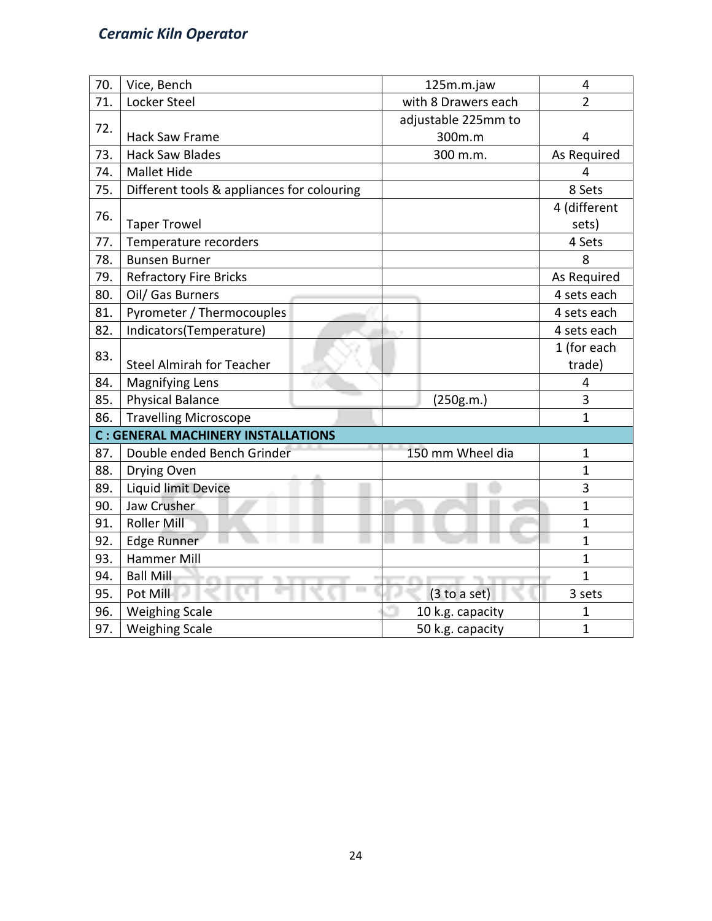| 70. | Vice, Bench | 125m.m.jaw | 4 |
|---|---|---|---|
| 71. | Locker Steel | with 8 Drawers each | 2 |
| 72. | Hack Saw Frame | adjustable 225mm to 300m.m | 4 |
| 73. | Hack Saw Blades | 300 m.m. | As Required |
| 74. | Mallet Hide | | 4 |
| 75. | Different tools & appliances for colouring | | 8 Sets |
| 76. | Taper Trowel | | 4 (different sets) |
| 77. | Temperature recorders | | 4 Sets |
| 78. | Bunsen Burner | | 8 |
| 79. | Refractory Fire Bricks | | As Required |
| 80. | Oil/ Gas Burners | | 4 sets each |
| 81. | Pyrometer / Thermocouples | | 4 sets each |
| 82. | Indicators(Temperature) | | 4 sets each |
| 83. | Steel Almirah for Teacher | | 1 (for each trade) |
| 84. | Magnifying Lens | | 4 |
| 85. | Physical Balance | (250g.m.) | 3 |
| 86. | Travelling Microscope | | 1 |
| **C : GENERAL MACHINERY INSTALLATIONS** | | | |
| 87. | Double ended Bench Grinder | 150 mm Wheel dia | 1 |
| 88. | Drying Oven | | 1 |
| 89. | Liquid limit Device | | 3 |
| 90. | Jaw Crusher | | 1 |
| 91. | Roller Mill | | 1 |
| 92. | Edge Runner | | 1 |
| 93. | Hammer Mill | | 1 |
| 94. | Ball Mill | | 1 |
| 95. | Pot Mill | (3 to a set) | 3 sets |
| 96. | Weighing Scale | 10 k.g. capacity | 1 |
| 97. | Weighing Scale | 50 k.g. capacity | 1 |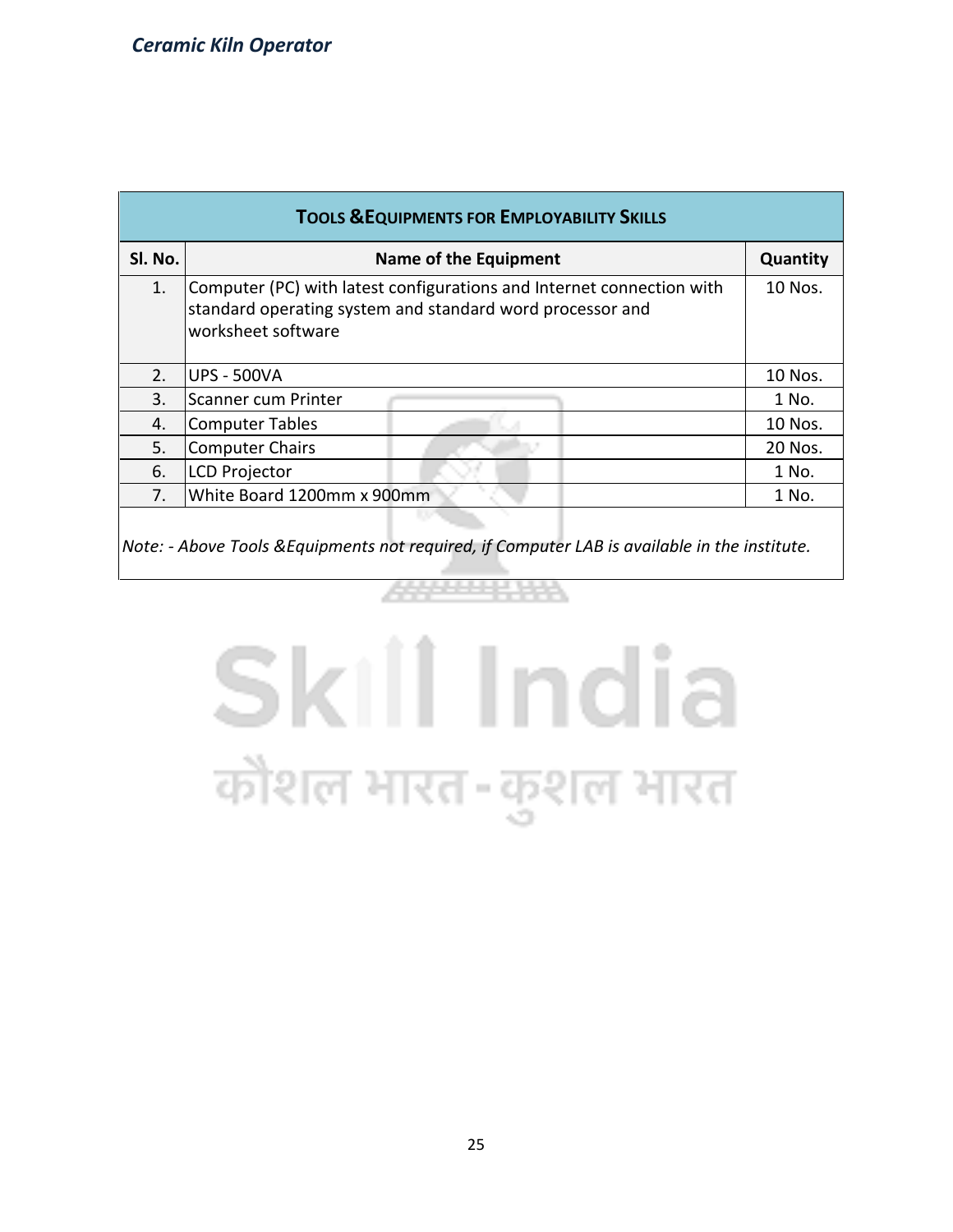| TOOLS & EQUIPMENTS FOR EMPLOYABILITY SKILLS | | |
|---|---|---|
| **Sl. No.** | **Name of the Equipment** | **Quantity** |
| 1. | Computer (PC) with latest configurations and Internet connection with standard operating system and standard word processor and worksheet software | 10 Nos. |
| 2. | UPS - 500VA | 10 Nos. |
| 3. | Scanner cum Printer | 1 No. |
| 4. | Computer Tables | 10 Nos. |
| 5. | Computer Chairs | 20 Nos. |
| 6. | LCD Projector | 1 No. |
| 7. | White Board 1200mm x 900mm | 1 No. |

*Note: - Above Tools &Equipments not required, if Computer LAB is available in the institute.*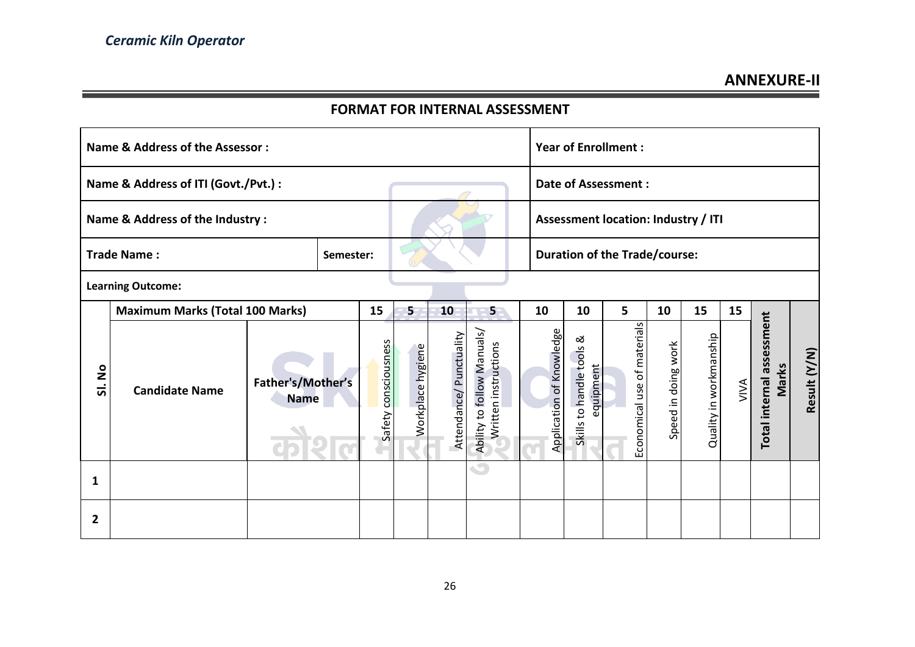## ANNEXURE-II

### FORMAT FOR INTERNAL ASSESSMENT

| | |
|---|---|
| **Name & Address of the Assessor :** | **Year of Enrollment :** |
| **Name & Address of ITI (Govt./Pvt.) :** | **Date of Assessment :** |
| **Name & Address of the Industry :** | **Assessment location: Industry / ITI** |
| **Trade Name :** **Semester:** | **Duration of the Trade/course:** |
| **Learning Outcome:** | |

| Sl. No | Candidate Name | Father's/Mother's Name | Safety consciousness | Workplace hygiene | Attendance/ Punctuality | Ability to follow Manuals/ Written instructions | Application of Knowledge | Skills to handle tools & equipment | Economical use of materials | Speed in doing work | Quality in workmanship | VIVA | Total internal assessment Marks | Result (Y/N) |
|---|---|---|---|---|---|---|---|---|---|---|---|---|---|---|
| | **Maximum Marks (Total 100 Marks)** | | 15 | 5 | 10 | 5 | 10 | 10 | 5 | 10 | 15 | 15 | | |
| 1 | | | | | | | | | | | | | | |
| 2 | | | | | | | | | | | | | | |